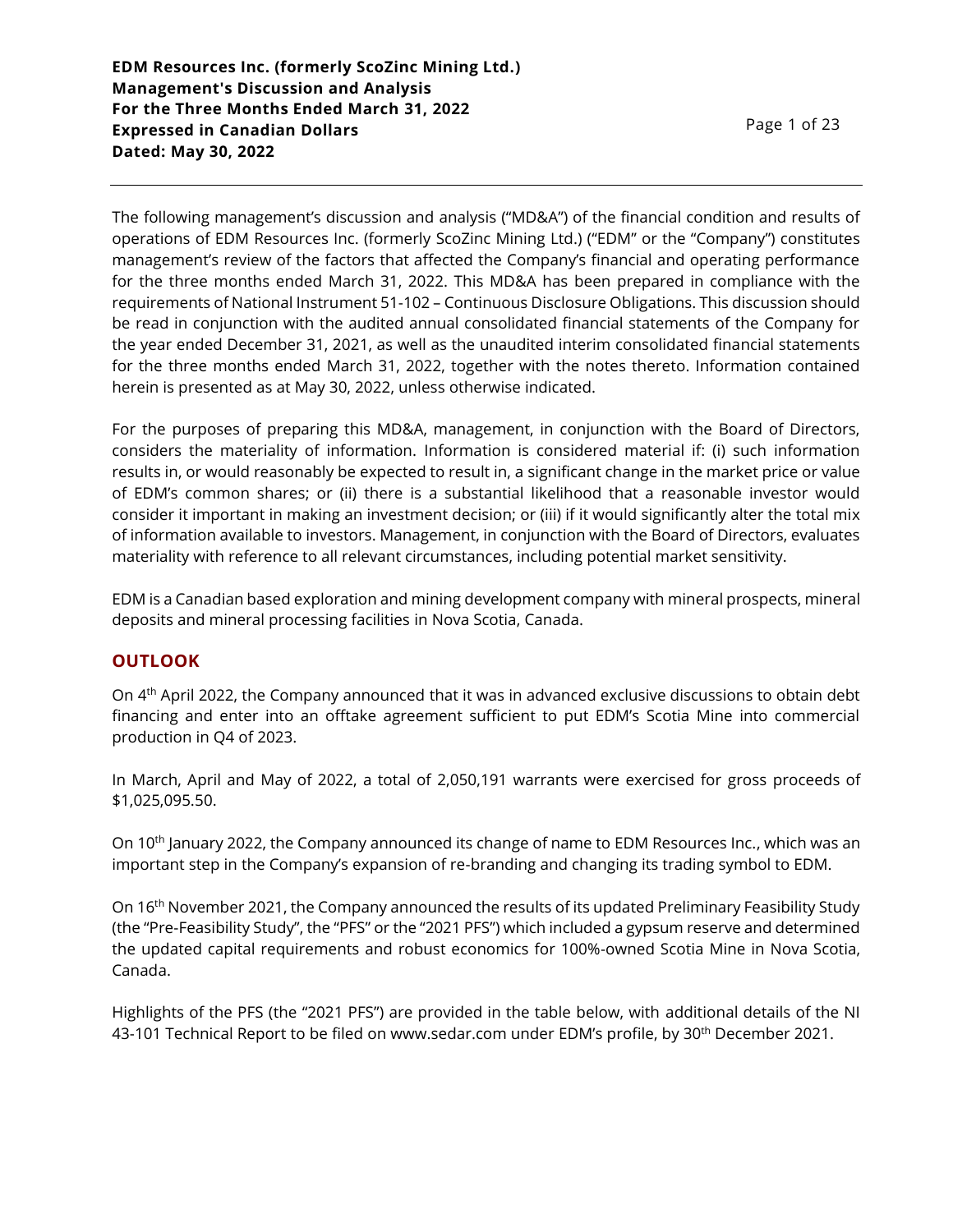**EDM Resources Inc. (formerly ScoZinc Mining Ltd.)**
**Management's Discussion and Analysis**
**For the Three Months Ended March 31, 2022**
**Expressed in Canadian Dollars**
**Dated: May 30, 2022**

The following management's discussion and analysis ("MD&A") of the financial condition and results of operations of EDM Resources Inc. (formerly ScoZinc Mining Ltd.) ("EDM" or the "Company") constitutes management's review of the factors that affected the Company's financial and operating performance for the three months ended March 31, 2022. This MD&A has been prepared in compliance with the requirements of National Instrument 51-102 – Continuous Disclosure Obligations. This discussion should be read in conjunction with the audited annual consolidated financial statements of the Company for the year ended December 31, 2021, as well as the unaudited interim consolidated financial statements for the three months ended March 31, 2022, together with the notes thereto. Information contained herein is presented as at May 30, 2022, unless otherwise indicated.

For the purposes of preparing this MD&A, management, in conjunction with the Board of Directors, considers the materiality of information. Information is considered material if: (i) such information results in, or would reasonably be expected to result in, a significant change in the market price or value of EDM's common shares; or (ii) there is a substantial likelihood that a reasonable investor would consider it important in making an investment decision; or (iii) if it would significantly alter the total mix of information available to investors. Management, in conjunction with the Board of Directors, evaluates materiality with reference to all relevant circumstances, including potential market sensitivity.

EDM is a Canadian based exploration and mining development company with mineral prospects, mineral deposits and mineral processing facilities in Nova Scotia, Canada.

## OUTLOOK

On 4th April 2022, the Company announced that it was in advanced exclusive discussions to obtain debt financing and enter into an offtake agreement sufficient to put EDM's Scotia Mine into commercial production in Q4 of 2023.

In March, April and May of 2022, a total of 2,050,191 warrants were exercised for gross proceeds of $1,025,095.50.

On 10th January 2022, the Company announced its change of name to EDM Resources Inc., which was an important step in the Company's expansion of re-branding and changing its trading symbol to EDM.

On 16th November 2021, the Company announced the results of its updated Preliminary Feasibility Study (the "Pre-Feasibility Study", the "PFS" or the "2021 PFS") which included a gypsum reserve and determined the updated capital requirements and robust economics for 100%-owned Scotia Mine in Nova Scotia, Canada.

Highlights of the PFS (the "2021 PFS") are provided in the table below, with additional details of the NI 43-101 Technical Report to be filed on www.sedar.com under EDM's profile, by 30th December 2021.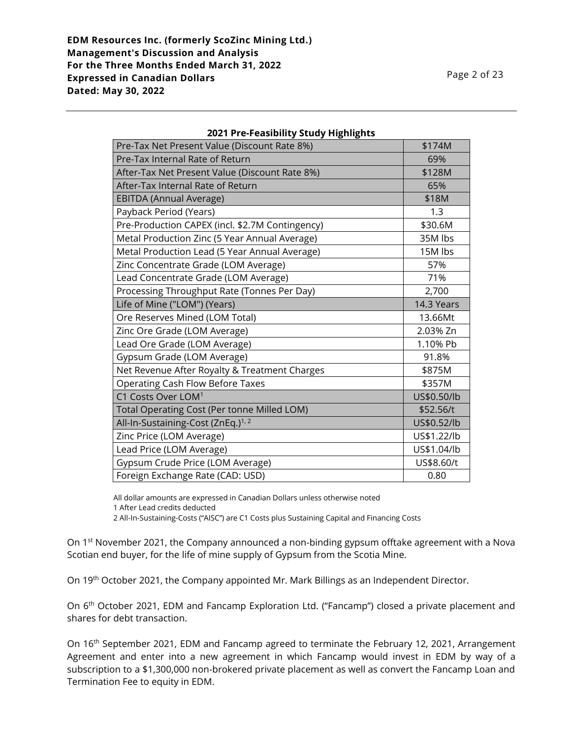**2021 Pre-Feasibility Study Highlights**

| Item | Value |
| --- | --- |
| Pre-Tax Net Present Value (Discount Rate 8%) | \$174M |
| Pre-Tax Internal Rate of Return | 69% |
| After-Tax Net Present Value (Discount Rate 8%) | \$128M |
| After-Tax Internal Rate of Return | 65% |
| EBITDA (Annual Average) | \$18M |
| Payback Period (Years) | 1.3 |
| Pre-Production CAPEX (incl. \$2.7M Contingency) | \$30.6M |
| Metal Production Zinc (5 Year Annual Average) | 35M lbs |
| Metal Production Lead (5 Year Annual Average) | 15M lbs |
| Zinc Concentrate Grade (LOM Average) | 57% |
| Lead Concentrate Grade (LOM Average) | 71% |
| Processing Throughput Rate (Tonnes Per Day) | 2,700 |
| Life of Mine ("LOM") (Years) | 14.3 Years |
| Ore Reserves Mined (LOM Total) | 13.66Mt |
| Zinc Ore Grade (LOM Average) | 2.03% Zn |
| Lead Ore Grade (LOM Average) | 1.10% Pb |
| Gypsum Grade (LOM Average) | 91.8% |
| Net Revenue After Royalty & Treatment Charges | \$875M |
| Operating Cash Flow Before Taxes | \$357M |
| C1 Costs Over LOM[1] | US\$0.50/lb |
| Total Operating Cost (Per tonne Milled LOM) | \$52.56/t |
| All-In-Sustaining-Cost (ZnEq.)[1, 2] | US\$0.52/lb |
| Zinc Price (LOM Average) | US\$1.22/lb |
| Lead Price (LOM Average) | US\$1.04/lb |
| Gypsum Crude Price (LOM Average) | US\$8.60/t |
| Foreign Exchange Rate (CAD: USD) | 0.80 |

All dollar amounts are expressed in Canadian Dollars unless otherwise noted

1 After Lead credits deducted

2 All-In-Sustaining-Costs ("AISC") are C1 Costs plus Sustaining Capital and Financing Costs

On 1st November 2021, the Company announced a non-binding gypsum offtake agreement with a Nova Scotian end buyer, for the life of mine supply of Gypsum from the Scotia Mine.

On 19th October 2021, the Company appointed Mr. Mark Billings as an Independent Director.

On 6th October 2021, EDM and Fancamp Exploration Ltd. ("Fancamp") closed a private placement and shares for debt transaction.

On 16th September 2021, EDM and Fancamp agreed to terminate the February 12, 2021, Arrangement Agreement and enter into a new agreement in which Fancamp would invest in EDM by way of a subscription to a \$1,300,000 non-brokered private placement as well as convert the Fancamp Loan and Termination Fee to equity in EDM.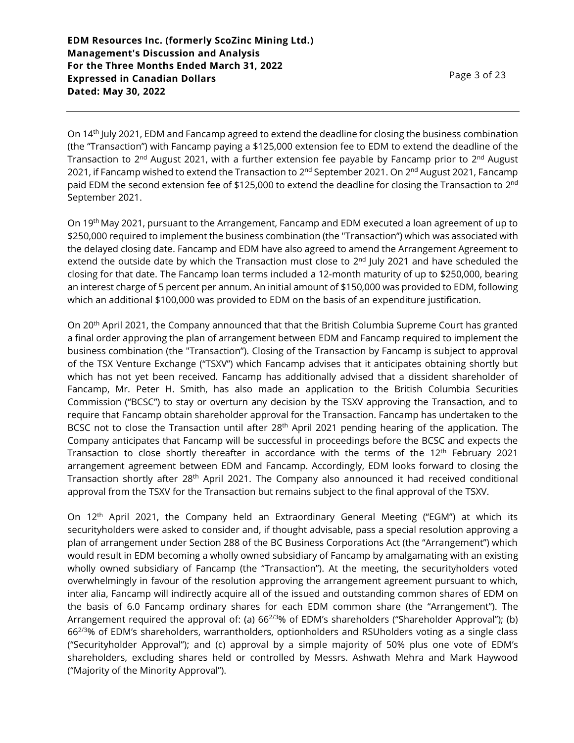On 14th July 2021, EDM and Fancamp agreed to extend the deadline for closing the business combination (the "Transaction") with Fancamp paying a $125,000 extension fee to EDM to extend the deadline of the Transaction to 2nd August 2021, with a further extension fee payable by Fancamp prior to 2nd August 2021, if Fancamp wished to extend the Transaction to 2nd September 2021. On 2nd August 2021, Fancamp paid EDM the second extension fee of $125,000 to extend the deadline for closing the Transaction to 2nd September 2021.

On 19th May 2021, pursuant to the Arrangement, Fancamp and EDM executed a loan agreement of up to $250,000 required to implement the business combination (the "Transaction") which was associated with the delayed closing date. Fancamp and EDM have also agreed to amend the Arrangement Agreement to extend the outside date by which the Transaction must close to 2nd July 2021 and have scheduled the closing for that date. The Fancamp loan terms included a 12-month maturity of up to $250,000, bearing an interest charge of 5 percent per annum. An initial amount of $150,000 was provided to EDM, following which an additional $100,000 was provided to EDM on the basis of an expenditure justification.

On 20th April 2021, the Company announced that that the British Columbia Supreme Court has granted a final order approving the plan of arrangement between EDM and Fancamp required to implement the business combination (the "Transaction"). Closing of the Transaction by Fancamp is subject to approval of the TSX Venture Exchange ("TSXV") which Fancamp advises that it anticipates obtaining shortly but which has not yet been received. Fancamp has additionally advised that a dissident shareholder of Fancamp, Mr. Peter H. Smith, has also made an application to the British Columbia Securities Commission ("BCSC") to stay or overturn any decision by the TSXV approving the Transaction, and to require that Fancamp obtain shareholder approval for the Transaction. Fancamp has undertaken to the BCSC not to close the Transaction until after 28th April 2021 pending hearing of the application. The Company anticipates that Fancamp will be successful in proceedings before the BCSC and expects the Transaction to close shortly thereafter in accordance with the terms of the 12th February 2021 arrangement agreement between EDM and Fancamp. Accordingly, EDM looks forward to closing the Transaction shortly after 28th April 2021. The Company also announced it had received conditional approval from the TSXV for the Transaction but remains subject to the final approval of the TSXV.

On 12th April 2021, the Company held an Extraordinary General Meeting ("EGM") at which its securityholders were asked to consider and, if thought advisable, pass a special resolution approving a plan of arrangement under Section 288 of the BC Business Corporations Act (the "Arrangement") which would result in EDM becoming a wholly owned subsidiary of Fancamp by amalgamating with an existing wholly owned subsidiary of Fancamp (the "Transaction"). At the meeting, the securityholders voted overwhelmingly in favour of the resolution approving the arrangement agreement pursuant to which, inter alia, Fancamp will indirectly acquire all of the issued and outstanding common shares of EDM on the basis of 6.0 Fancamp ordinary shares for each EDM common share (the "Arrangement"). The Arrangement required the approval of: (a) $66^{2/3}$% of EDM's shareholders ("Shareholder Approval"); (b) $66^{2/3}$% of EDM's shareholders, warrantholders, optionholders and RSUholders voting as a single class ("Securityholder Approval"); and (c) approval by a simple majority of 50% plus one vote of EDM's shareholders, excluding shares held or controlled by Messrs. Ashwath Mehra and Mark Haywood ("Majority of the Minority Approval").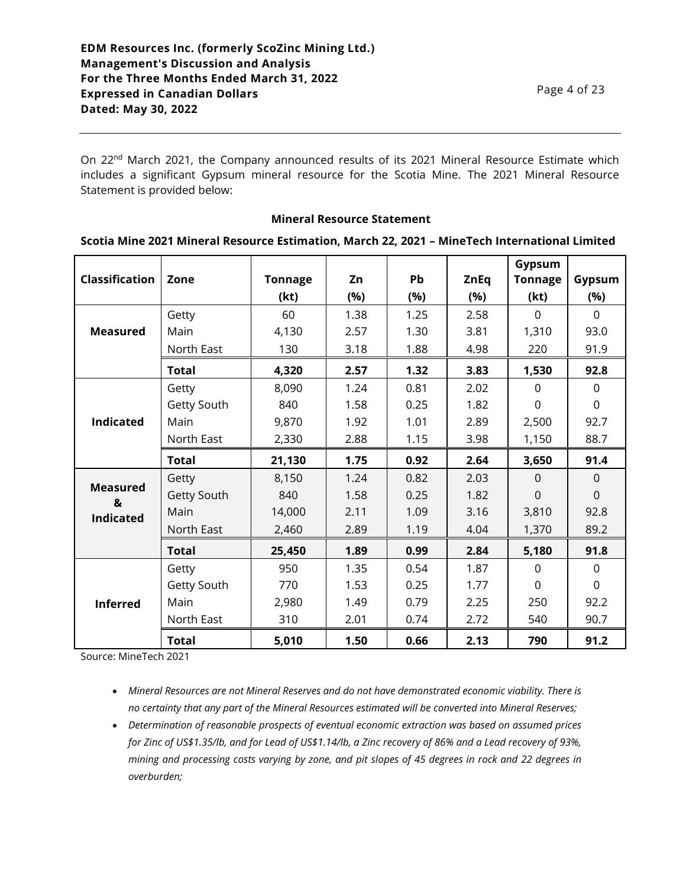On 22nd March 2021, the Company announced results of its 2021 Mineral Resource Estimate which includes a significant Gypsum mineral resource for the Scotia Mine. The 2021 Mineral Resource Statement is provided below:

**Mineral Resource Statement**

**Scotia Mine 2021 Mineral Resource Estimation, March 22, 2021 – MineTech International Limited**

| Classification | Zone | Tonnage (kt) | Zn (%) | Pb (%) | ZnEq (%) | Gypsum Tonnage (kt) | Gypsum (%) |
|---|---|---|---|---|---|---|---|
| **Measured** | Getty | 60 | 1.38 | 1.25 | 2.58 | 0 | 0 |
| | Main | 4,130 | 2.57 | 1.30 | 3.81 | 1,310 | 93.0 |
| | North East | 130 | 3.18 | 1.88 | 4.98 | 220 | 91.9 |
| | **Total** | **4,320** | **2.57** | **1.32** | **3.83** | **1,530** | **92.8** |
| **Indicated** | Getty | 8,090 | 1.24 | 0.81 | 2.02 | 0 | 0 |
| | Getty South | 840 | 1.58 | 0.25 | 1.82 | 0 | 0 |
| | Main | 9,870 | 1.92 | 1.01 | 2.89 | 2,500 | 92.7 |
| | North East | 2,330 | 2.88 | 1.15 | 3.98 | 1,150 | 88.7 |
| | **Total** | **21,130** | **1.75** | **0.92** | **2.64** | **3,650** | **91.4** |
| **Measured & Indicated** | Getty | 8,150 | 1.24 | 0.82 | 2.03 | 0 | 0 |
| | Getty South | 840 | 1.58 | 0.25 | 1.82 | 0 | 0 |
| | Main | 14,000 | 2.11 | 1.09 | 3.16 | 3,810 | 92.8 |
| | North East | 2,460 | 2.89 | 1.19 | 4.04 | 1,370 | 89.2 |
| | **Total** | **25,450** | **1.89** | **0.99** | **2.84** | **5,180** | **91.8** |
| **Inferred** | Getty | 950 | 1.35 | 0.54 | 1.87 | 0 | 0 |
| | Getty South | 770 | 1.53 | 0.25 | 1.77 | 0 | 0 |
| | Main | 2,980 | 1.49 | 0.79 | 2.25 | 250 | 92.2 |
| | North East | 310 | 2.01 | 0.74 | 2.72 | 540 | 90.7 |
| | **Total** | **5,010** | **1.50** | **0.66** | **2.13** | **790** | **91.2** |

Source: MineTech 2021

- *Mineral Resources are not Mineral Reserves and do not have demonstrated economic viability. There is no certainty that any part of the Mineral Resources estimated will be converted into Mineral Reserves;*
- *Determination of reasonable prospects of eventual economic extraction was based on assumed prices for Zinc of US$1.35/lb, and for Lead of US$1.14/lb, a Zinc recovery of 86% and a Lead recovery of 93%, mining and processing costs varying by zone, and pit slopes of 45 degrees in rock and 22 degrees in overburden;*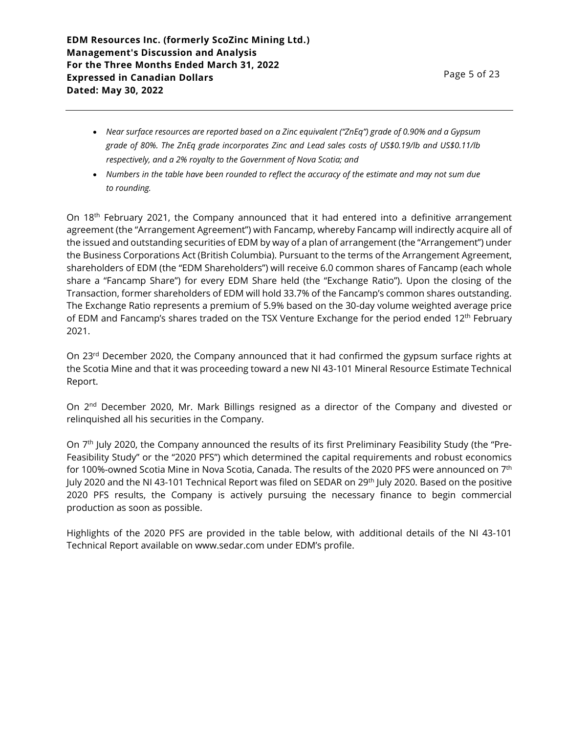- *Near surface resources are reported based on a Zinc equivalent ("ZnEq") grade of 0.90% and a Gypsum grade of 80%. The ZnEq grade incorporates Zinc and Lead sales costs of US$0.19/lb and US$0.11/lb respectively, and a 2% royalty to the Government of Nova Scotia; and*
- *Numbers in the table have been rounded to reflect the accuracy of the estimate and may not sum due to rounding.*

On 18th February 2021, the Company announced that it had entered into a definitive arrangement agreement (the "Arrangement Agreement") with Fancamp, whereby Fancamp will indirectly acquire all of the issued and outstanding securities of EDM by way of a plan of arrangement (the "Arrangement") under the Business Corporations Act (British Columbia). Pursuant to the terms of the Arrangement Agreement, shareholders of EDM (the "EDM Shareholders") will receive 6.0 common shares of Fancamp (each whole share a "Fancamp Share") for every EDM Share held (the "Exchange Ratio"). Upon the closing of the Transaction, former shareholders of EDM will hold 33.7% of the Fancamp's common shares outstanding. The Exchange Ratio represents a premium of 5.9% based on the 30-day volume weighted average price of EDM and Fancamp's shares traded on the TSX Venture Exchange for the period ended 12th February 2021.

On 23rd December 2020, the Company announced that it had confirmed the gypsum surface rights at the Scotia Mine and that it was proceeding toward a new NI 43-101 Mineral Resource Estimate Technical Report.

On 2nd December 2020, Mr. Mark Billings resigned as a director of the Company and divested or relinquished all his securities in the Company.

On 7th July 2020, the Company announced the results of its first Preliminary Feasibility Study (the "Pre-Feasibility Study" or the "2020 PFS") which determined the capital requirements and robust economics for 100%-owned Scotia Mine in Nova Scotia, Canada. The results of the 2020 PFS were announced on 7th July 2020 and the NI 43-101 Technical Report was filed on SEDAR on 29th July 2020. Based on the positive 2020 PFS results, the Company is actively pursuing the necessary finance to begin commercial production as soon as possible.

Highlights of the 2020 PFS are provided in the table below, with additional details of the NI 43-101 Technical Report available on www.sedar.com under EDM's profile.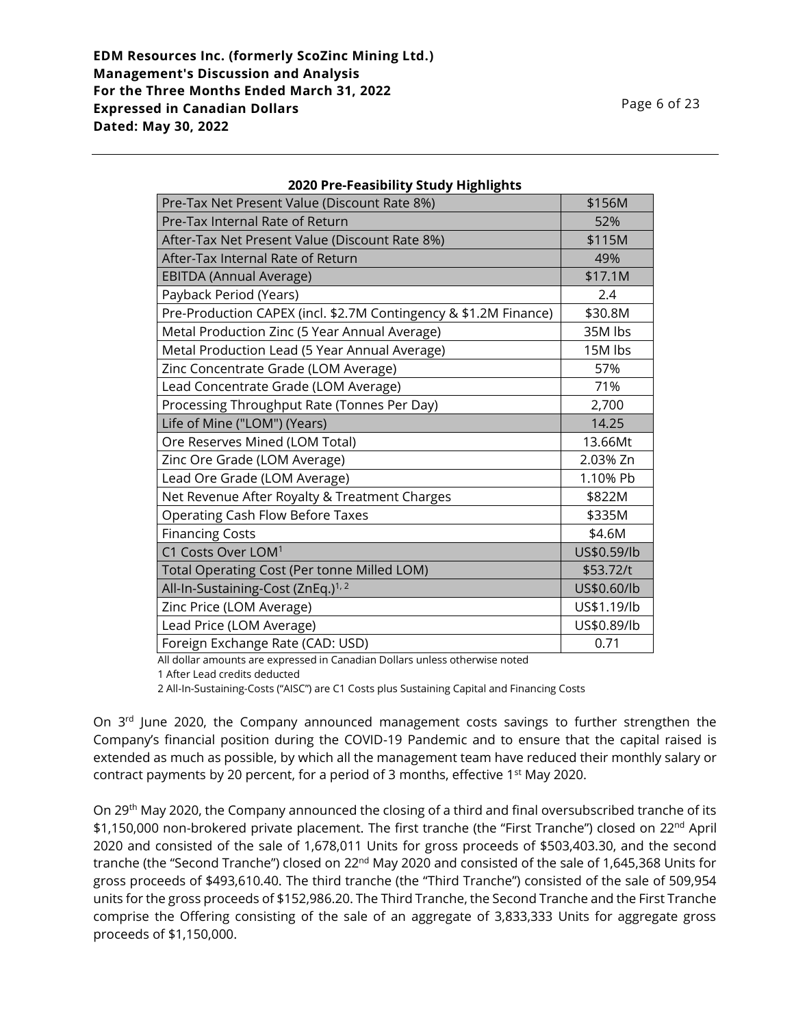**2020 Pre-Feasibility Study Highlights**

| 2020 Pre-Feasibility Study Highlights | |
|---|---|
| Pre-Tax Net Present Value (Discount Rate 8%) | \$156M |
| Pre-Tax Internal Rate of Return | 52% |
| After-Tax Net Present Value (Discount Rate 8%) | \$115M |
| After-Tax Internal Rate of Return | 49% |
| EBITDA (Annual Average) | \$17.1M |
| Payback Period (Years) | 2.4 |
| Pre-Production CAPEX (incl. \$2.7M Contingency & \$1.2M Finance) | \$30.8M |
| Metal Production Zinc (5 Year Annual Average) | 35M lbs |
| Metal Production Lead (5 Year Annual Average) | 15M lbs |
| Zinc Concentrate Grade (LOM Average) | 57% |
| Lead Concentrate Grade (LOM Average) | 71% |
| Processing Throughput Rate (Tonnes Per Day) | 2,700 |
| Life of Mine ("LOM") (Years) | 14.25 |
| Ore Reserves Mined (LOM Total) | 13.66Mt |
| Zinc Ore Grade (LOM Average) | 2.03% Zn |
| Lead Ore Grade (LOM Average) | 1.10% Pb |
| Net Revenue After Royalty & Treatment Charges | \$822M |
| Operating Cash Flow Before Taxes | \$335M |
| Financing Costs | \$4.6M |
| C1 Costs Over LOM[1] | US\$0.59/lb |
| Total Operating Cost (Per tonne Milled LOM) | \$53.72/t |
| All-In-Sustaining-Cost (ZnEq.)[1, 2] | US\$0.60/lb |
| Zinc Price (LOM Average) | US\$1.19/lb |
| Lead Price (LOM Average) | US\$0.89/lb |
| Foreign Exchange Rate (CAD: USD) | 0.71 |

All dollar amounts are expressed in Canadian Dollars unless otherwise noted

1 After Lead credits deducted

2 All-In-Sustaining-Costs ("AISC") are C1 Costs plus Sustaining Capital and Financing Costs

On 3rd June 2020, the Company announced management costs savings to further strengthen the Company's financial position during the COVID-19 Pandemic and to ensure that the capital raised is extended as much as possible, by which all the management team have reduced their monthly salary or contract payments by 20 percent, for a period of 3 months, effective 1st May 2020.

On 29th May 2020, the Company announced the closing of a third and final oversubscribed tranche of its \$1,150,000 non-brokered private placement. The first tranche (the "First Tranche") closed on 22nd April 2020 and consisted of the sale of 1,678,011 Units for gross proceeds of \$503,403.30, and the second tranche (the "Second Tranche") closed on 22nd May 2020 and consisted of the sale of 1,645,368 Units for gross proceeds of \$493,610.40. The third tranche (the "Third Tranche") consisted of the sale of 509,954 units for the gross proceeds of \$152,986.20. The Third Tranche, the Second Tranche and the First Tranche comprise the Offering consisting of the sale of an aggregate of 3,833,333 Units for aggregate gross proceeds of \$1,150,000.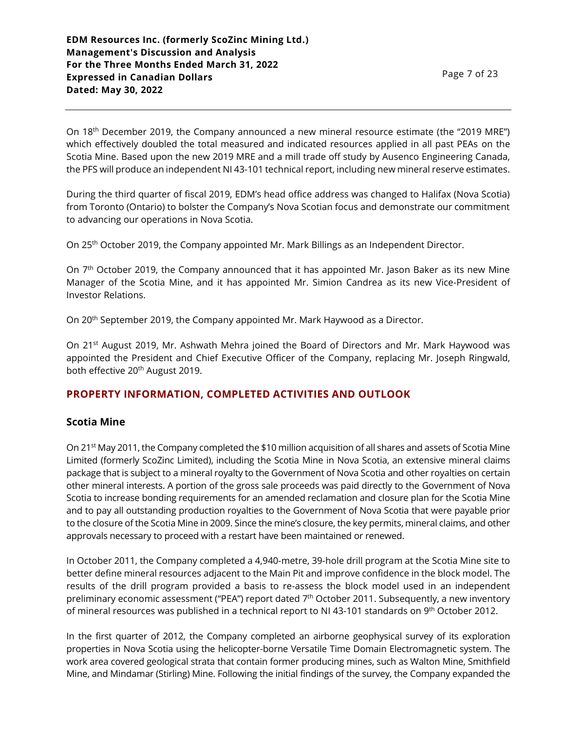On 18th December 2019, the Company announced a new mineral resource estimate (the "2019 MRE") which effectively doubled the total measured and indicated resources applied in all past PEAs on the Scotia Mine. Based upon the new 2019 MRE and a mill trade off study by Ausenco Engineering Canada, the PFS will produce an independent NI 43-101 technical report, including new mineral reserve estimates.

During the third quarter of fiscal 2019, EDM's head office address was changed to Halifax (Nova Scotia) from Toronto (Ontario) to bolster the Company's Nova Scotian focus and demonstrate our commitment to advancing our operations in Nova Scotia.

On 25th October 2019, the Company appointed Mr. Mark Billings as an Independent Director.

On 7th October 2019, the Company announced that it has appointed Mr. Jason Baker as its new Mine Manager of the Scotia Mine, and it has appointed Mr. Simion Candrea as its new Vice-President of Investor Relations.

On 20th September 2019, the Company appointed Mr. Mark Haywood as a Director.

On 21st August 2019, Mr. Ashwath Mehra joined the Board of Directors and Mr. Mark Haywood was appointed the President and Chief Executive Officer of the Company, replacing Mr. Joseph Ringwald, both effective 20th August 2019.

## PROPERTY INFORMATION, COMPLETED ACTIVITIES AND OUTLOOK

### Scotia Mine

On 21st May 2011, the Company completed the $10 million acquisition of all shares and assets of Scotia Mine Limited (formerly ScoZinc Limited), including the Scotia Mine in Nova Scotia, an extensive mineral claims package that is subject to a mineral royalty to the Government of Nova Scotia and other royalties on certain other mineral interests. A portion of the gross sale proceeds was paid directly to the Government of Nova Scotia to increase bonding requirements for an amended reclamation and closure plan for the Scotia Mine and to pay all outstanding production royalties to the Government of Nova Scotia that were payable prior to the closure of the Scotia Mine in 2009. Since the mine's closure, the key permits, mineral claims, and other approvals necessary to proceed with a restart have been maintained or renewed.

In October 2011, the Company completed a 4,940-metre, 39-hole drill program at the Scotia Mine site to better define mineral resources adjacent to the Main Pit and improve confidence in the block model. The results of the drill program provided a basis to re-assess the block model used in an independent preliminary economic assessment ("PEA") report dated 7th October 2011. Subsequently, a new inventory of mineral resources was published in a technical report to NI 43-101 standards on 9th October 2012.

In the first quarter of 2012, the Company completed an airborne geophysical survey of its exploration properties in Nova Scotia using the helicopter-borne Versatile Time Domain Electromagnetic system. The work area covered geological strata that contain former producing mines, such as Walton Mine, Smithfield Mine, and Mindamar (Stirling) Mine. Following the initial findings of the survey, the Company expanded the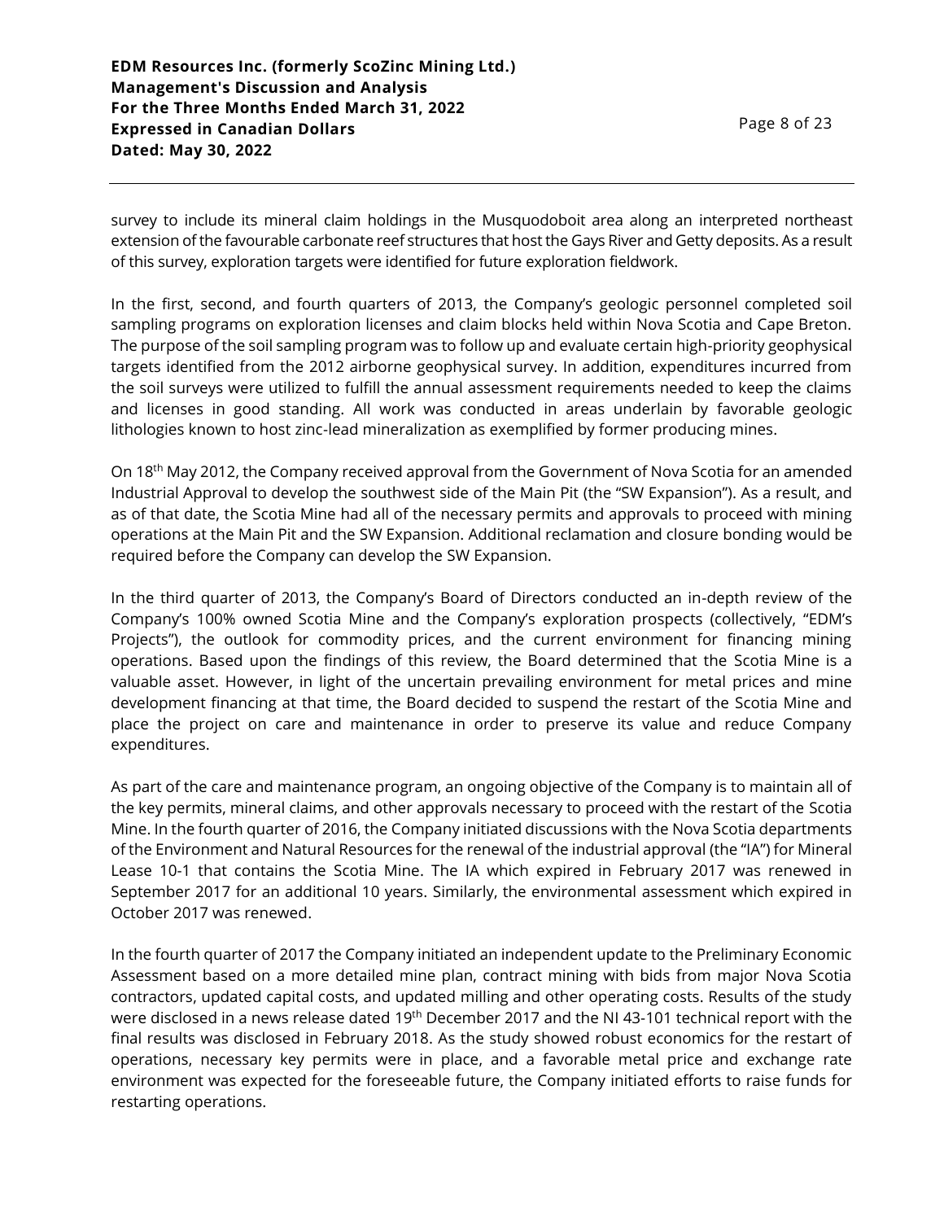survey to include its mineral claim holdings in the Musquodoboit area along an interpreted northeast extension of the favourable carbonate reef structures that host the Gays River and Getty deposits. As a result of this survey, exploration targets were identified for future exploration fieldwork.

In the first, second, and fourth quarters of 2013, the Company's geologic personnel completed soil sampling programs on exploration licenses and claim blocks held within Nova Scotia and Cape Breton. The purpose of the soil sampling program was to follow up and evaluate certain high-priority geophysical targets identified from the 2012 airborne geophysical survey. In addition, expenditures incurred from the soil surveys were utilized to fulfill the annual assessment requirements needed to keep the claims and licenses in good standing. All work was conducted in areas underlain by favorable geologic lithologies known to host zinc-lead mineralization as exemplified by former producing mines.

On 18th May 2012, the Company received approval from the Government of Nova Scotia for an amended Industrial Approval to develop the southwest side of the Main Pit (the "SW Expansion"). As a result, and as of that date, the Scotia Mine had all of the necessary permits and approvals to proceed with mining operations at the Main Pit and the SW Expansion. Additional reclamation and closure bonding would be required before the Company can develop the SW Expansion.

In the third quarter of 2013, the Company's Board of Directors conducted an in-depth review of the Company's 100% owned Scotia Mine and the Company's exploration prospects (collectively, "EDM's Projects"), the outlook for commodity prices, and the current environment for financing mining operations. Based upon the findings of this review, the Board determined that the Scotia Mine is a valuable asset. However, in light of the uncertain prevailing environment for metal prices and mine development financing at that time, the Board decided to suspend the restart of the Scotia Mine and place the project on care and maintenance in order to preserve its value and reduce Company expenditures.

As part of the care and maintenance program, an ongoing objective of the Company is to maintain all of the key permits, mineral claims, and other approvals necessary to proceed with the restart of the Scotia Mine. In the fourth quarter of 2016, the Company initiated discussions with the Nova Scotia departments of the Environment and Natural Resources for the renewal of the industrial approval (the "IA") for Mineral Lease 10-1 that contains the Scotia Mine. The IA which expired in February 2017 was renewed in September 2017 for an additional 10 years. Similarly, the environmental assessment which expired in October 2017 was renewed.

In the fourth quarter of 2017 the Company initiated an independent update to the Preliminary Economic Assessment based on a more detailed mine plan, contract mining with bids from major Nova Scotia contractors, updated capital costs, and updated milling and other operating costs. Results of the study were disclosed in a news release dated 19th December 2017 and the NI 43-101 technical report with the final results was disclosed in February 2018. As the study showed robust economics for the restart of operations, necessary key permits were in place, and a favorable metal price and exchange rate environment was expected for the foreseeable future, the Company initiated efforts to raise funds for restarting operations.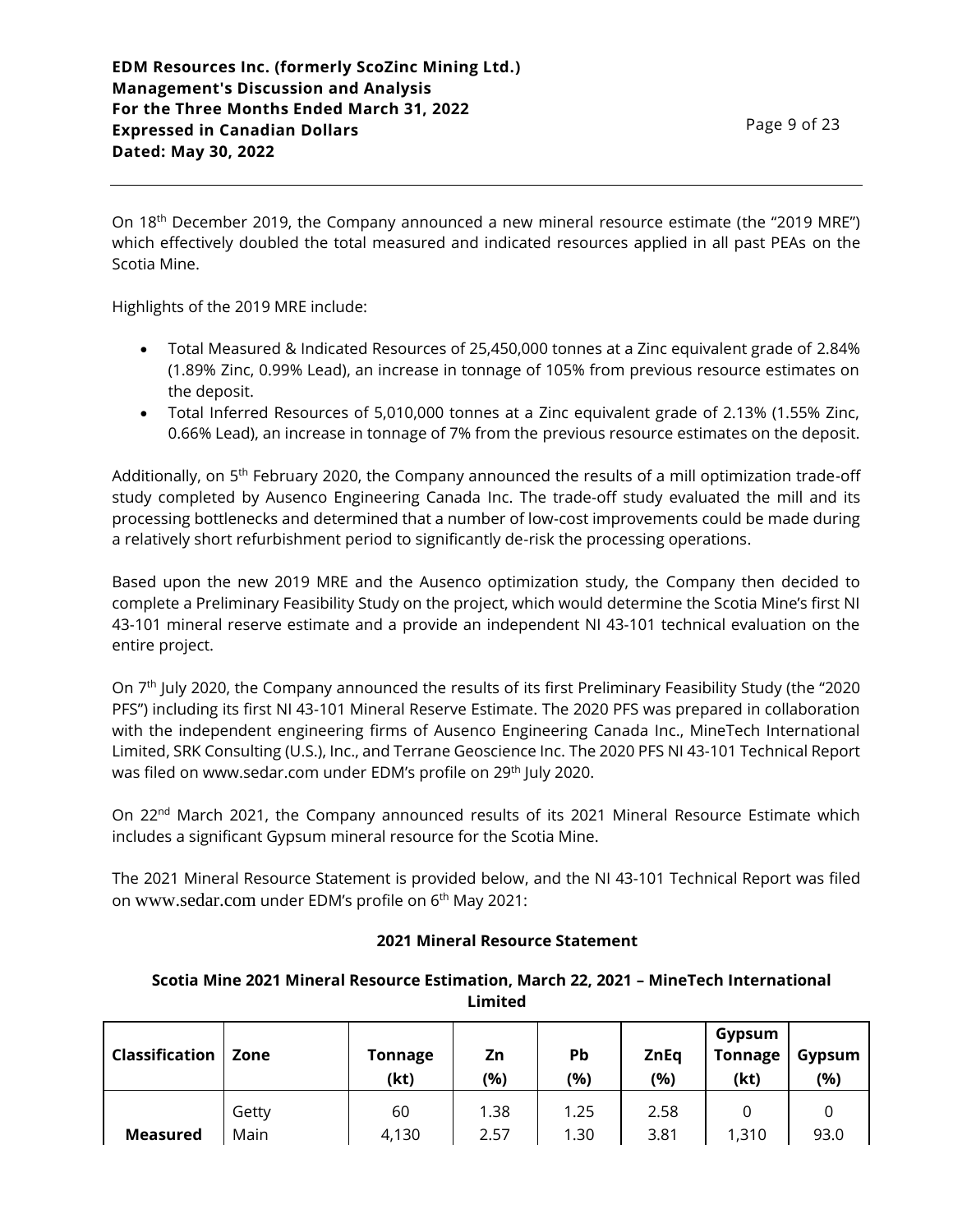On 18th December 2019, the Company announced a new mineral resource estimate (the "2019 MRE") which effectively doubled the total measured and indicated resources applied in all past PEAs on the Scotia Mine.

Highlights of the 2019 MRE include:

- Total Measured & Indicated Resources of 25,450,000 tonnes at a Zinc equivalent grade of 2.84% (1.89% Zinc, 0.99% Lead), an increase in tonnage of 105% from previous resource estimates on the deposit.
- Total Inferred Resources of 5,010,000 tonnes at a Zinc equivalent grade of 2.13% (1.55% Zinc, 0.66% Lead), an increase in tonnage of 7% from the previous resource estimates on the deposit.

Additionally, on 5th February 2020, the Company announced the results of a mill optimization trade-off study completed by Ausenco Engineering Canada Inc. The trade-off study evaluated the mill and its processing bottlenecks and determined that a number of low-cost improvements could be made during a relatively short refurbishment period to significantly de-risk the processing operations.

Based upon the new 2019 MRE and the Ausenco optimization study, the Company then decided to complete a Preliminary Feasibility Study on the project, which would determine the Scotia Mine's first NI 43-101 mineral reserve estimate and a provide an independent NI 43-101 technical evaluation on the entire project.

On 7th July 2020, the Company announced the results of its first Preliminary Feasibility Study (the "2020 PFS") including its first NI 43-101 Mineral Reserve Estimate. The 2020 PFS was prepared in collaboration with the independent engineering firms of Ausenco Engineering Canada Inc., MineTech International Limited, SRK Consulting (U.S.), Inc., and Terrane Geoscience Inc. The 2020 PFS NI 43-101 Technical Report was filed on www.sedar.com under EDM's profile on 29th July 2020.

On 22nd March 2021, the Company announced results of its 2021 Mineral Resource Estimate which includes a significant Gypsum mineral resource for the Scotia Mine.

The 2021 Mineral Resource Statement is provided below, and the NI 43-101 Technical Report was filed on www.sedar.com under EDM's profile on 6th May 2021:

**2021 Mineral Resource Statement**

**Scotia Mine 2021 Mineral Resource Estimation, March 22, 2021 – MineTech International Limited**

| Classification | Zone | Tonnage (kt) | Zn (%) | Pb (%) | ZnEq (%) | Gypsum Tonnage (kt) | Gypsum (%) |
|---|---|---|---|---|---|---|---|
| Measured | Getty | 60 | 1.38 | 1.25 | 2.58 | 0 | 0 |
| | Main | 4,130 | 2.57 | 1.30 | 3.81 | 1,310 | 93.0 |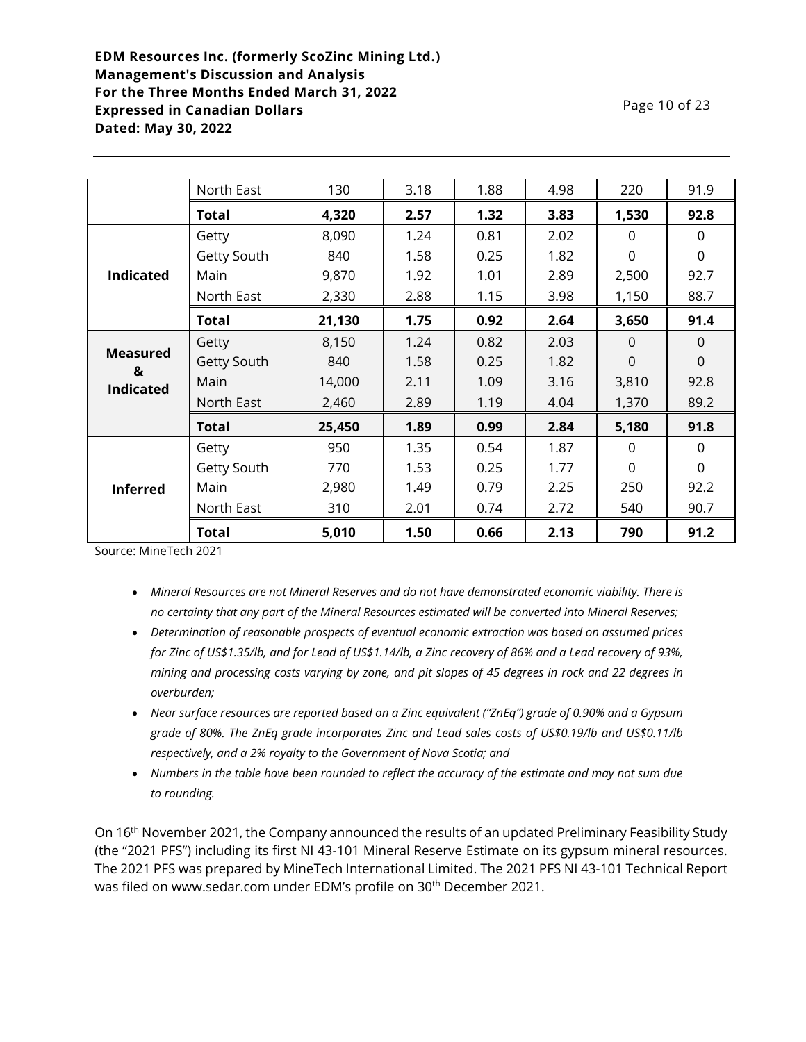| | | | | | | |
|---|---|---|---|---|---|---|
| | North East | 130 | 3.18 | 1.88 | 4.98 | 220 | 91.9 |
| | **Total** | **4,320** | **2.57** | **1.32** | **3.83** | **1,530** | **92.8** |
| **Indicated** | Getty | 8,090 | 1.24 | 0.81 | 2.02 | 0 | 0 |
| | Getty South | 840 | 1.58 | 0.25 | 1.82 | 0 | 0 |
| | Main | 9,870 | 1.92 | 1.01 | 2.89 | 2,500 | 92.7 |
| | North East | 2,330 | 2.88 | 1.15 | 3.98 | 1,150 | 88.7 |
| | **Total** | **21,130** | **1.75** | **0.92** | **2.64** | **3,650** | **91.4** |
| **Measured & Indicated** | Getty | 8,150 | 1.24 | 0.82 | 2.03 | 0 | 0 |
| | Getty South | 840 | 1.58 | 0.25 | 1.82 | 0 | 0 |
| | Main | 14,000 | 2.11 | 1.09 | 3.16 | 3,810 | 92.8 |
| | North East | 2,460 | 2.89 | 1.19 | 4.04 | 1,370 | 89.2 |
| | **Total** | **25,450** | **1.89** | **0.99** | **2.84** | **5,180** | **91.8** |
| **Inferred** | Getty | 950 | 1.35 | 0.54 | 1.87 | 0 | 0 |
| | Getty South | 770 | 1.53 | 0.25 | 1.77 | 0 | 0 |
| | Main | 2,980 | 1.49 | 0.79 | 2.25 | 250 | 92.2 |
| | North East | 310 | 2.01 | 0.74 | 2.72 | 540 | 90.7 |
| | **Total** | **5,010** | **1.50** | **0.66** | **2.13** | **790** | **91.2** |

Source: MineTech 2021

- *Mineral Resources are not Mineral Reserves and do not have demonstrated economic viability. There is no certainty that any part of the Mineral Resources estimated will be converted into Mineral Reserves;*
- *Determination of reasonable prospects of eventual economic extraction was based on assumed prices for Zinc of US$1.35/lb, and for Lead of US$1.14/lb, a Zinc recovery of 86% and a Lead recovery of 93%, mining and processing costs varying by zone, and pit slopes of 45 degrees in rock and 22 degrees in overburden;*
- *Near surface resources are reported based on a Zinc equivalent ("ZnEq") grade of 0.90% and a Gypsum grade of 80%. The ZnEq grade incorporates Zinc and Lead sales costs of US$0.19/lb and US$0.11/lb respectively, and a 2% royalty to the Government of Nova Scotia; and*
- *Numbers in the table have been rounded to reflect the accuracy of the estimate and may not sum due to rounding.*

On 16th November 2021, the Company announced the results of an updated Preliminary Feasibility Study (the "2021 PFS") including its first NI 43-101 Mineral Reserve Estimate on its gypsum mineral resources. The 2021 PFS was prepared by MineTech International Limited. The 2021 PFS NI 43-101 Technical Report was filed on www.sedar.com under EDM's profile on 30th December 2021.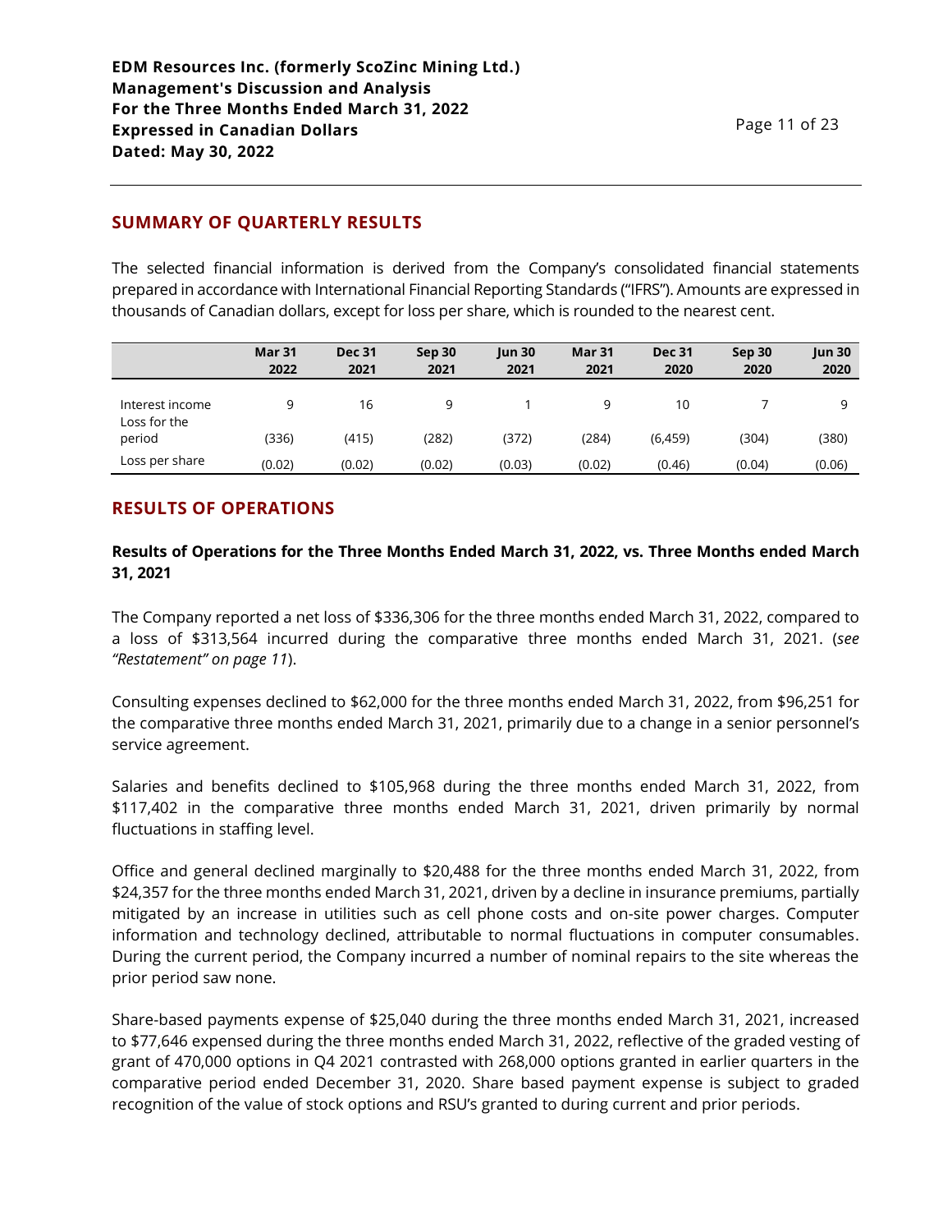## SUMMARY OF QUARTERLY RESULTS

The selected financial information is derived from the Company's consolidated financial statements prepared in accordance with International Financial Reporting Standards ("IFRS"). Amounts are expressed in thousands of Canadian dollars, except for loss per share, which is rounded to the nearest cent.

| | Mar 31 2022 | Dec 31 2021 | Sep 30 2021 | Jun 30 2021 | Mar 31 2021 | Dec 31 2020 | Sep 30 2020 | Jun 30 2020 |
|---|---|---|---|---|---|---|---|---|
| Interest income | 9 | 16 | 9 | 1 | 9 | 10 | 7 | 9 |
| Loss for the period | (336) | (415) | (282) | (372) | (284) | (6,459) | (304) | (380) |
| Loss per share | (0.02) | (0.02) | (0.02) | (0.03) | (0.02) | (0.46) | (0.04) | (0.06) |

## RESULTS OF OPERATIONS

### Results of Operations for the Three Months Ended March 31, 2022, vs. Three Months ended March 31, 2021

The Company reported a net loss of $336,306 for the three months ended March 31, 2022, compared to a loss of $313,564 incurred during the comparative three months ended March 31, 2021. (*see "Restatement" on page 11*).

Consulting expenses declined to $62,000 for the three months ended March 31, 2022, from $96,251 for the comparative three months ended March 31, 2021, primarily due to a change in a senior personnel's service agreement.

Salaries and benefits declined to $105,968 during the three months ended March 31, 2022, from $117,402 in the comparative three months ended March 31, 2021, driven primarily by normal fluctuations in staffing level.

Office and general declined marginally to $20,488 for the three months ended March 31, 2022, from $24,357 for the three months ended March 31, 2021, driven by a decline in insurance premiums, partially mitigated by an increase in utilities such as cell phone costs and on-site power charges. Computer information and technology declined, attributable to normal fluctuations in computer consumables. During the current period, the Company incurred a number of nominal repairs to the site whereas the prior period saw none.

Share-based payments expense of $25,040 during the three months ended March 31, 2021, increased to $77,646 expensed during the three months ended March 31, 2022, reflective of the graded vesting of grant of 470,000 options in Q4 2021 contrasted with 268,000 options granted in earlier quarters in the comparative period ended December 31, 2020. Share based payment expense is subject to graded recognition of the value of stock options and RSU's granted to during current and prior periods.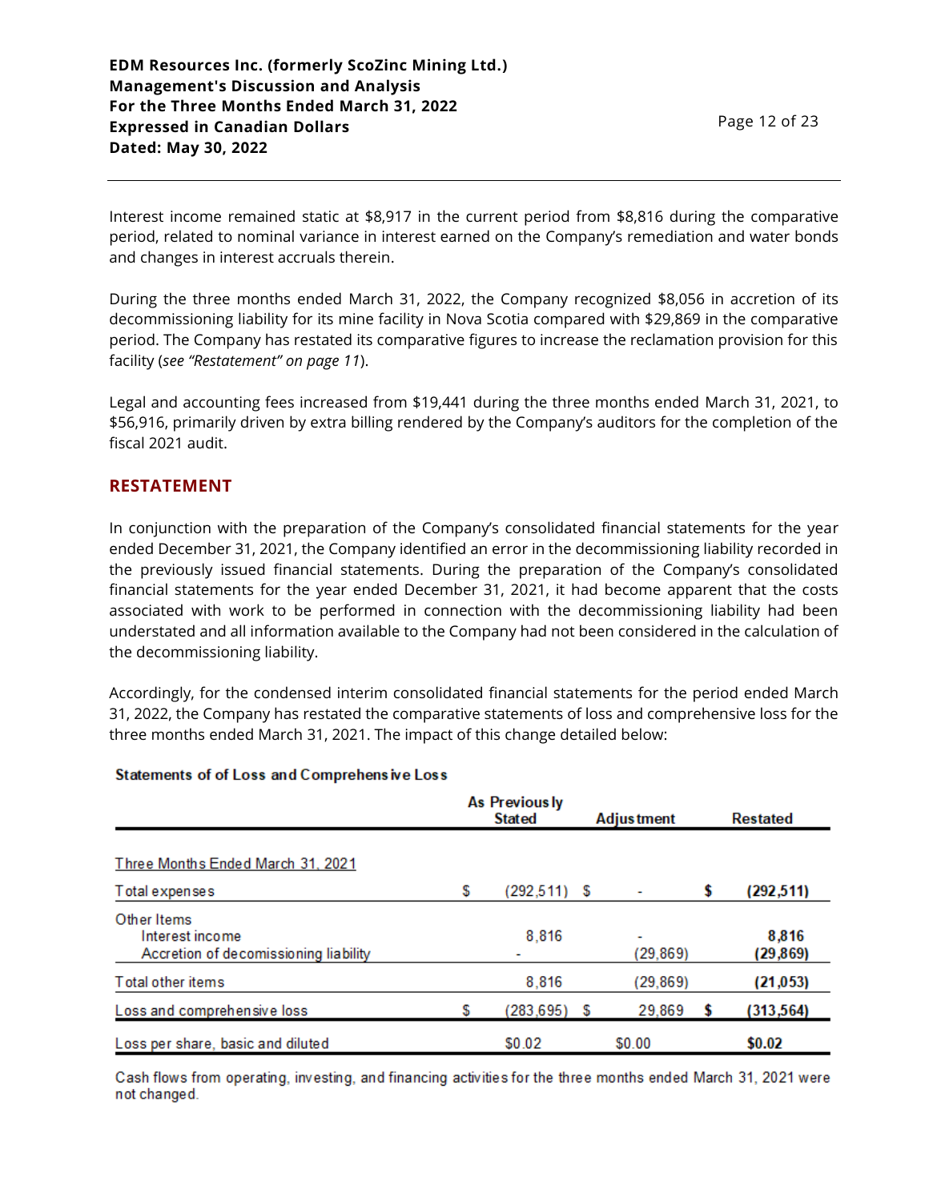Interest income remained static at $8,917 in the current period from $8,816 during the comparative period, related to nominal variance in interest earned on the Company's remediation and water bonds and changes in interest accruals therein.

During the three months ended March 31, 2022, the Company recognized $8,056 in accretion of its decommissioning liability for its mine facility in Nova Scotia compared with $29,869 in the comparative period. The Company has restated its comparative figures to increase the reclamation provision for this facility (*see "Restatement" on page 11*).

Legal and accounting fees increased from $19,441 during the three months ended March 31, 2021, to $56,916, primarily driven by extra billing rendered by the Company's auditors for the completion of the fiscal 2021 audit.

## RESTATEMENT

In conjunction with the preparation of the Company's consolidated financial statements for the year ended December 31, 2021, the Company identified an error in the decommissioning liability recorded in the previously issued financial statements. During the preparation of the Company's consolidated financial statements for the year ended December 31, 2021, it had become apparent that the costs associated with work to be performed in connection with the decommissioning liability had been understated and all information available to the Company had not been considered in the calculation of the decommissioning liability.

Accordingly, for the condensed interim consolidated financial statements for the period ended March 31, 2022, the Company has restated the comparative statements of loss and comprehensive loss for the three months ended March 31, 2021. The impact of this change detailed below:

**Statements of of Loss and Comprehensive Loss**

| | As Previously Stated | Adjustment | Restated |
|---|---|---|---|
| Three Months Ended March 31, 2021 | | | |
| Total expenses | $ (292,511) | $ - | **$ (292,511)** |
| Other Items | | | |
| Interest income | 8,816 | - | **8,816** |
| Accretion of decomissioning liability | - | (29,869) | **(29,869)** |
| Total other items | 8,816 | (29,869) | **(21,053)** |
| Loss and comprehensive loss | $ (283,695) | $ 29,869 | **$ (313,564)** |
| Loss per share, basic and diluted | $0.02 | $0.00 | **$0.02** |

Cash flows from operating, investing, and financing activities for the three months ended March 31, 2021 were not changed.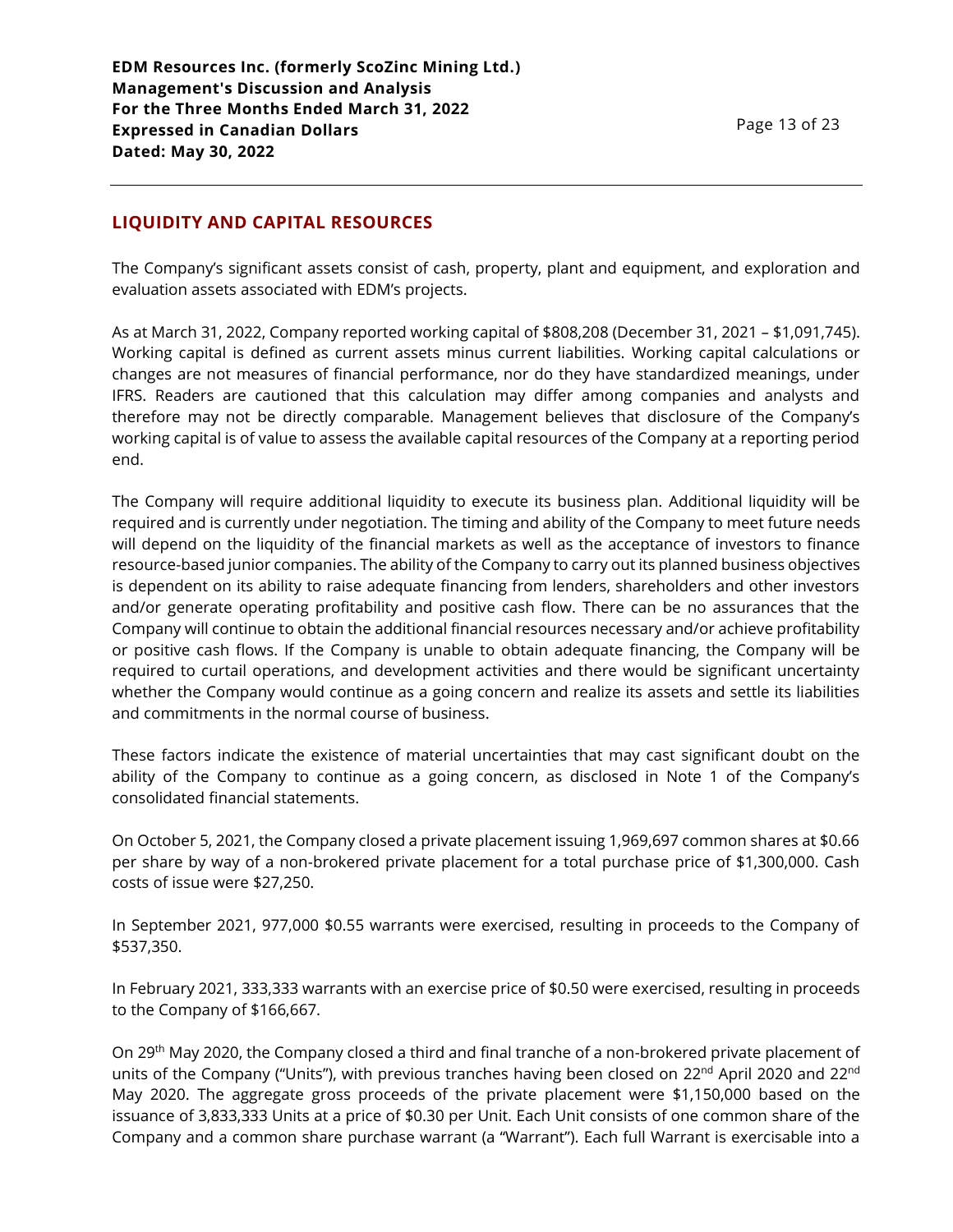## LIQUIDITY AND CAPITAL RESOURCES

The Company's significant assets consist of cash, property, plant and equipment, and exploration and evaluation assets associated with EDM's projects.

As at March 31, 2022, Company reported working capital of $808,208 (December 31, 2021 – $1,091,745). Working capital is defined as current assets minus current liabilities. Working capital calculations or changes are not measures of financial performance, nor do they have standardized meanings, under IFRS. Readers are cautioned that this calculation may differ among companies and analysts and therefore may not be directly comparable. Management believes that disclosure of the Company's working capital is of value to assess the available capital resources of the Company at a reporting period end.

The Company will require additional liquidity to execute its business plan. Additional liquidity will be required and is currently under negotiation. The timing and ability of the Company to meet future needs will depend on the liquidity of the financial markets as well as the acceptance of investors to finance resource-based junior companies. The ability of the Company to carry out its planned business objectives is dependent on its ability to raise adequate financing from lenders, shareholders and other investors and/or generate operating profitability and positive cash flow. There can be no assurances that the Company will continue to obtain the additional financial resources necessary and/or achieve profitability or positive cash flows. If the Company is unable to obtain adequate financing, the Company will be required to curtail operations, and development activities and there would be significant uncertainty whether the Company would continue as a going concern and realize its assets and settle its liabilities and commitments in the normal course of business.

These factors indicate the existence of material uncertainties that may cast significant doubt on the ability of the Company to continue as a going concern, as disclosed in Note 1 of the Company's consolidated financial statements.

On October 5, 2021, the Company closed a private placement issuing 1,969,697 common shares at $0.66 per share by way of a non-brokered private placement for a total purchase price of $1,300,000. Cash costs of issue were $27,250.

In September 2021, 977,000 $0.55 warrants were exercised, resulting in proceeds to the Company of $537,350.

In February 2021, 333,333 warrants with an exercise price of $0.50 were exercised, resulting in proceeds to the Company of $166,667.

On 29th May 2020, the Company closed a third and final tranche of a non-brokered private placement of units of the Company ("Units"), with previous tranches having been closed on 22nd April 2020 and 22nd May 2020. The aggregate gross proceeds of the private placement were $1,150,000 based on the issuance of 3,833,333 Units at a price of $0.30 per Unit. Each Unit consists of one common share of the Company and a common share purchase warrant (a "Warrant"). Each full Warrant is exercisable into a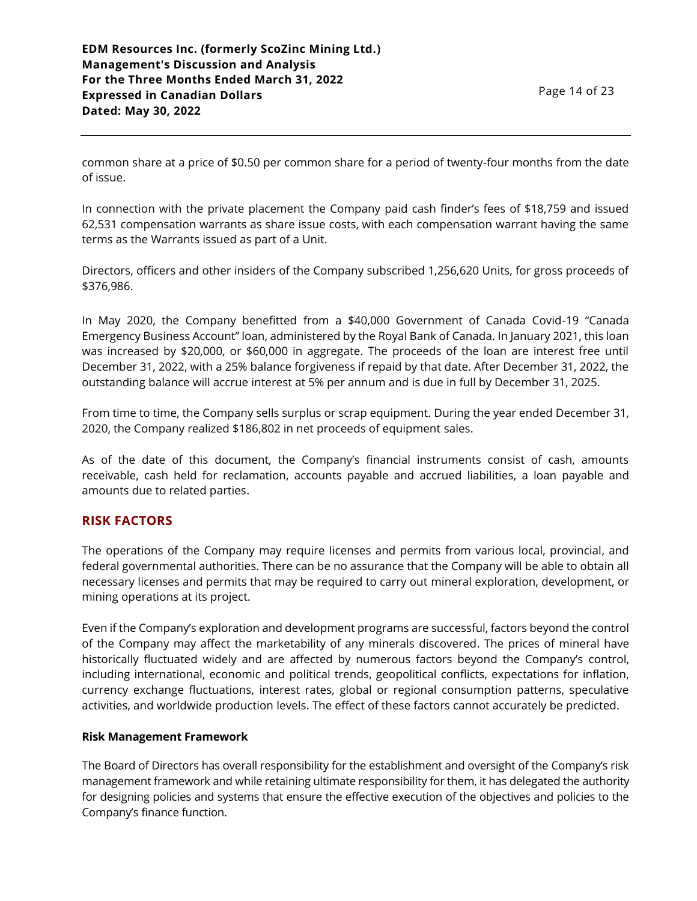common share at a price of $0.50 per common share for a period of twenty-four months from the date of issue.

In connection with the private placement the Company paid cash finder's fees of $18,759 and issued 62,531 compensation warrants as share issue costs, with each compensation warrant having the same terms as the Warrants issued as part of a Unit.

Directors, officers and other insiders of the Company subscribed 1,256,620 Units, for gross proceeds of $376,986.

In May 2020, the Company benefitted from a $40,000 Government of Canada Covid-19 "Canada Emergency Business Account" loan, administered by the Royal Bank of Canada. In January 2021, this loan was increased by $20,000, or $60,000 in aggregate. The proceeds of the loan are interest free until December 31, 2022, with a 25% balance forgiveness if repaid by that date. After December 31, 2022, the outstanding balance will accrue interest at 5% per annum and is due in full by December 31, 2025.

From time to time, the Company sells surplus or scrap equipment. During the year ended December 31, 2020, the Company realized $186,802 in net proceeds of equipment sales.

As of the date of this document, the Company's financial instruments consist of cash, amounts receivable, cash held for reclamation, accounts payable and accrued liabilities, a loan payable and amounts due to related parties.

## RISK FACTORS

The operations of the Company may require licenses and permits from various local, provincial, and federal governmental authorities. There can be no assurance that the Company will be able to obtain all necessary licenses and permits that may be required to carry out mineral exploration, development, or mining operations at its project.

Even if the Company's exploration and development programs are successful, factors beyond the control of the Company may affect the marketability of any minerals discovered. The prices of mineral have historically fluctuated widely and are affected by numerous factors beyond the Company's control, including international, economic and political trends, geopolitical conflicts, expectations for inflation, currency exchange fluctuations, interest rates, global or regional consumption patterns, speculative activities, and worldwide production levels. The effect of these factors cannot accurately be predicted.

**Risk Management Framework**

The Board of Directors has overall responsibility for the establishment and oversight of the Company's risk management framework and while retaining ultimate responsibility for them, it has delegated the authority for designing policies and systems that ensure the effective execution of the objectives and policies to the Company's finance function.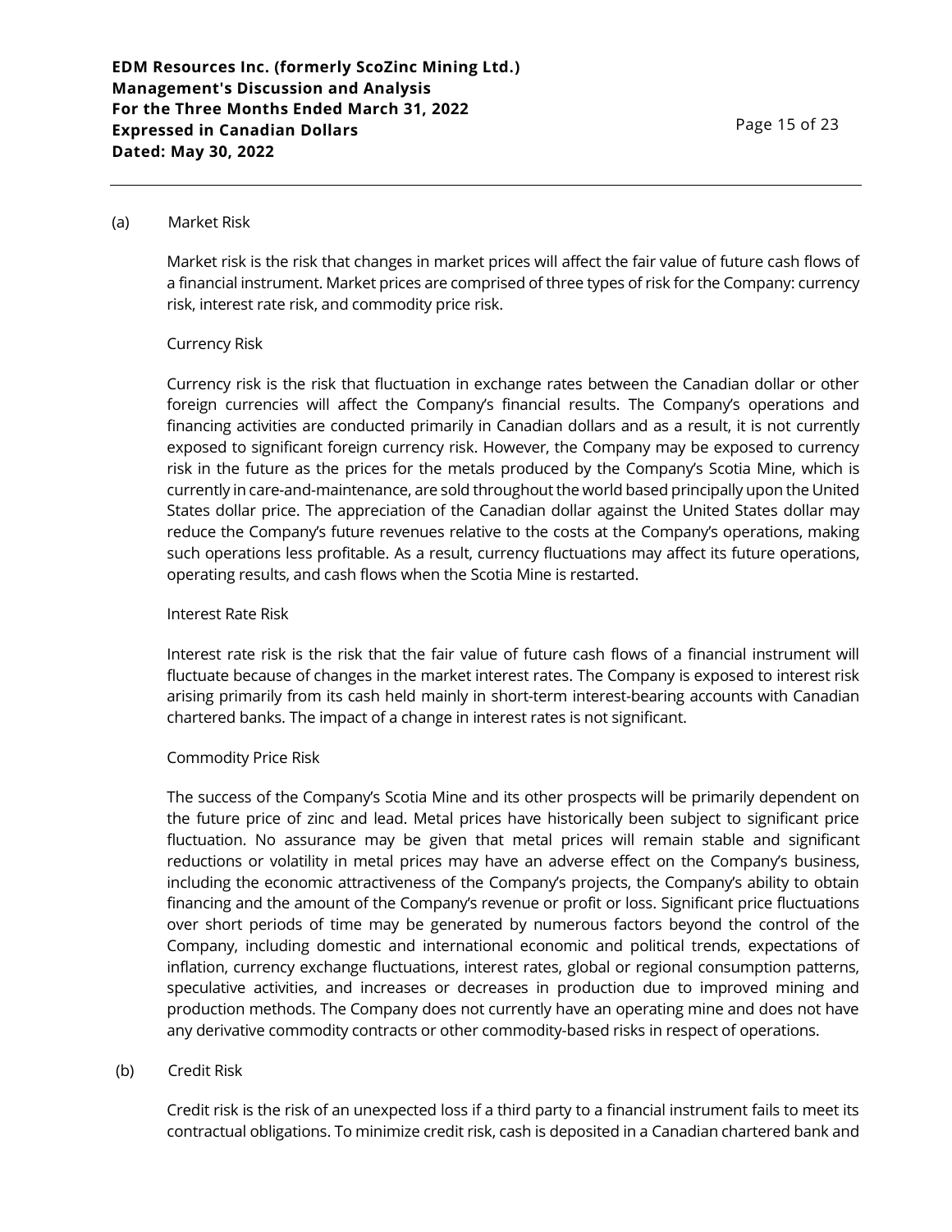(a) Market Risk

Market risk is the risk that changes in market prices will affect the fair value of future cash flows of a financial instrument. Market prices are comprised of three types of risk for the Company: currency risk, interest rate risk, and commodity price risk.

Currency Risk

Currency risk is the risk that fluctuation in exchange rates between the Canadian dollar or other foreign currencies will affect the Company's financial results. The Company's operations and financing activities are conducted primarily in Canadian dollars and as a result, it is not currently exposed to significant foreign currency risk. However, the Company may be exposed to currency risk in the future as the prices for the metals produced by the Company's Scotia Mine, which is currently in care-and-maintenance, are sold throughout the world based principally upon the United States dollar price. The appreciation of the Canadian dollar against the United States dollar may reduce the Company's future revenues relative to the costs at the Company's operations, making such operations less profitable. As a result, currency fluctuations may affect its future operations, operating results, and cash flows when the Scotia Mine is restarted.

Interest Rate Risk

Interest rate risk is the risk that the fair value of future cash flows of a financial instrument will fluctuate because of changes in the market interest rates. The Company is exposed to interest risk arising primarily from its cash held mainly in short-term interest-bearing accounts with Canadian chartered banks. The impact of a change in interest rates is not significant.

Commodity Price Risk

The success of the Company's Scotia Mine and its other prospects will be primarily dependent on the future price of zinc and lead. Metal prices have historically been subject to significant price fluctuation. No assurance may be given that metal prices will remain stable and significant reductions or volatility in metal prices may have an adverse effect on the Company's business, including the economic attractiveness of the Company's projects, the Company's ability to obtain financing and the amount of the Company's revenue or profit or loss. Significant price fluctuations over short periods of time may be generated by numerous factors beyond the control of the Company, including domestic and international economic and political trends, expectations of inflation, currency exchange fluctuations, interest rates, global or regional consumption patterns, speculative activities, and increases or decreases in production due to improved mining and production methods. The Company does not currently have an operating mine and does not have any derivative commodity contracts or other commodity-based risks in respect of operations.

(b) Credit Risk

Credit risk is the risk of an unexpected loss if a third party to a financial instrument fails to meet its contractual obligations. To minimize credit risk, cash is deposited in a Canadian chartered bank and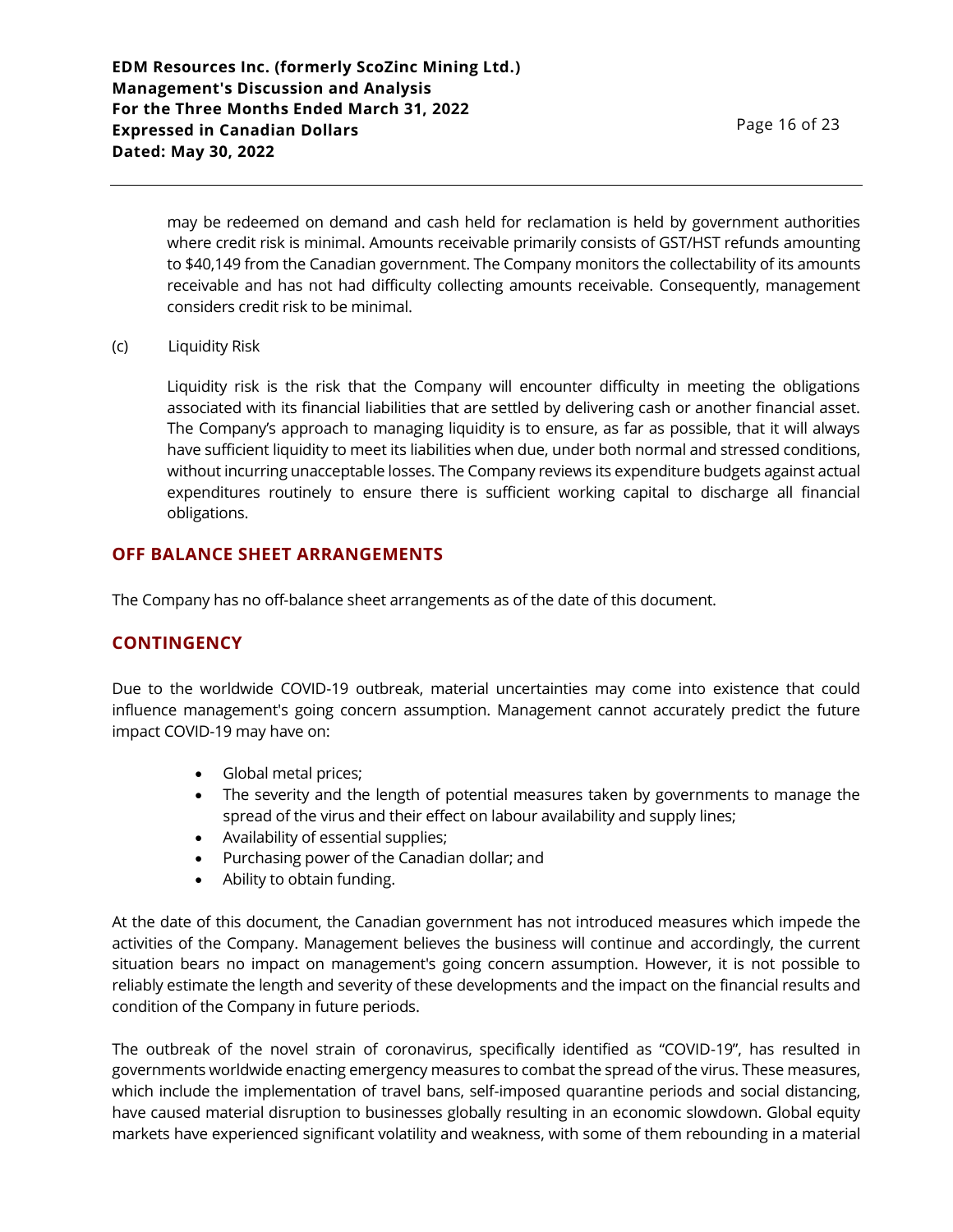may be redeemed on demand and cash held for reclamation is held by government authorities where credit risk is minimal. Amounts receivable primarily consists of GST/HST refunds amounting to $40,149 from the Canadian government. The Company monitors the collectability of its amounts receivable and has not had difficulty collecting amounts receivable. Consequently, management considers credit risk to be minimal.

(c) Liquidity Risk

Liquidity risk is the risk that the Company will encounter difficulty in meeting the obligations associated with its financial liabilities that are settled by delivering cash or another financial asset. The Company's approach to managing liquidity is to ensure, as far as possible, that it will always have sufficient liquidity to meet its liabilities when due, under both normal and stressed conditions, without incurring unacceptable losses. The Company reviews its expenditure budgets against actual expenditures routinely to ensure there is sufficient working capital to discharge all financial obligations.

## OFF BALANCE SHEET ARRANGEMENTS

The Company has no off-balance sheet arrangements as of the date of this document.

## CONTINGENCY

Due to the worldwide COVID-19 outbreak, material uncertainties may come into existence that could influence management's going concern assumption. Management cannot accurately predict the future impact COVID-19 may have on:

- Global metal prices;
- The severity and the length of potential measures taken by governments to manage the spread of the virus and their effect on labour availability and supply lines;
- Availability of essential supplies;
- Purchasing power of the Canadian dollar; and
- Ability to obtain funding.

At the date of this document, the Canadian government has not introduced measures which impede the activities of the Company. Management believes the business will continue and accordingly, the current situation bears no impact on management's going concern assumption. However, it is not possible to reliably estimate the length and severity of these developments and the impact on the financial results and condition of the Company in future periods.

The outbreak of the novel strain of coronavirus, specifically identified as "COVID-19", has resulted in governments worldwide enacting emergency measures to combat the spread of the virus. These measures, which include the implementation of travel bans, self-imposed quarantine periods and social distancing, have caused material disruption to businesses globally resulting in an economic slowdown. Global equity markets have experienced significant volatility and weakness, with some of them rebounding in a material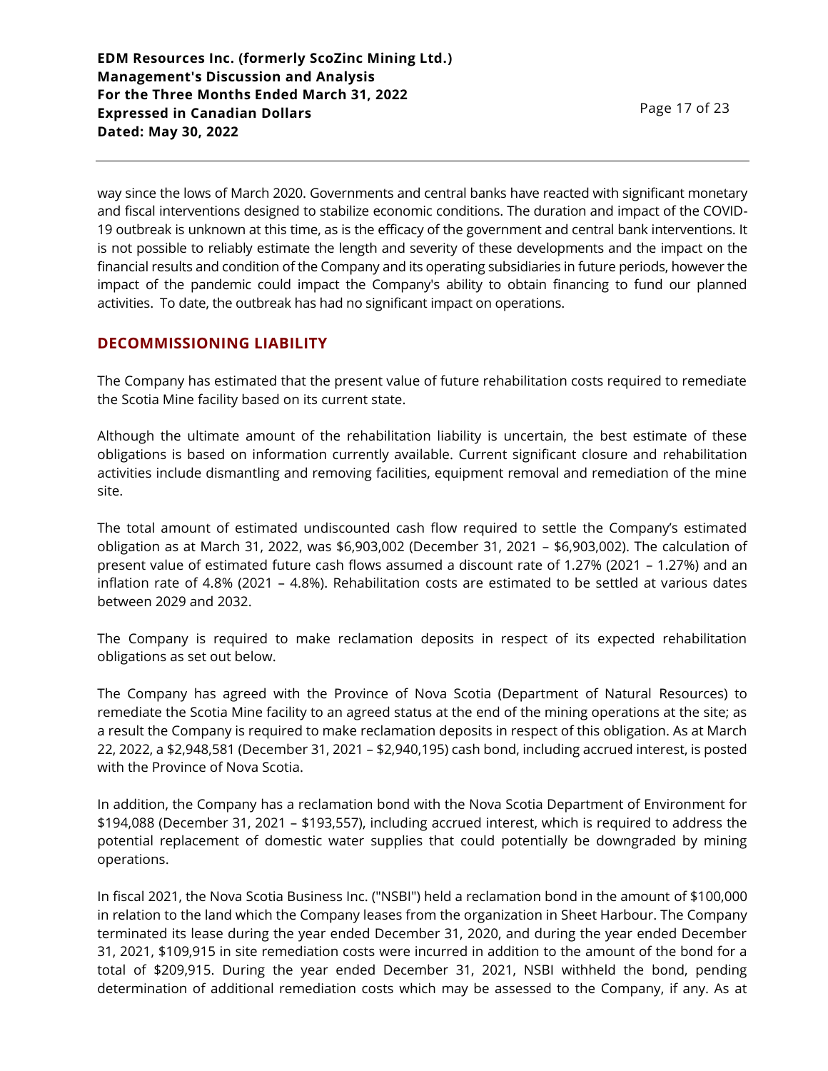way since the lows of March 2020. Governments and central banks have reacted with significant monetary and fiscal interventions designed to stabilize economic conditions. The duration and impact of the COVID-19 outbreak is unknown at this time, as is the efficacy of the government and central bank interventions. It is not possible to reliably estimate the length and severity of these developments and the impact on the financial results and condition of the Company and its operating subsidiaries in future periods, however the impact of the pandemic could impact the Company's ability to obtain financing to fund our planned activities. To date, the outbreak has had no significant impact on operations.

## DECOMMISSIONING LIABILITY

The Company has estimated that the present value of future rehabilitation costs required to remediate the Scotia Mine facility based on its current state.

Although the ultimate amount of the rehabilitation liability is uncertain, the best estimate of these obligations is based on information currently available. Current significant closure and rehabilitation activities include dismantling and removing facilities, equipment removal and remediation of the mine site.

The total amount of estimated undiscounted cash flow required to settle the Company's estimated obligation as at March 31, 2022, was $6,903,002 (December 31, 2021 – $6,903,002). The calculation of present value of estimated future cash flows assumed a discount rate of 1.27% (2021 – 1.27%) and an inflation rate of 4.8% (2021 – 4.8%). Rehabilitation costs are estimated to be settled at various dates between 2029 and 2032.

The Company is required to make reclamation deposits in respect of its expected rehabilitation obligations as set out below.

The Company has agreed with the Province of Nova Scotia (Department of Natural Resources) to remediate the Scotia Mine facility to an agreed status at the end of the mining operations at the site; as a result the Company is required to make reclamation deposits in respect of this obligation. As at March 22, 2022, a $2,948,581 (December 31, 2021 – $2,940,195) cash bond, including accrued interest, is posted with the Province of Nova Scotia.

In addition, the Company has a reclamation bond with the Nova Scotia Department of Environment for $194,088 (December 31, 2021 – $193,557), including accrued interest, which is required to address the potential replacement of domestic water supplies that could potentially be downgraded by mining operations.

In fiscal 2021, the Nova Scotia Business Inc. ("NSBI") held a reclamation bond in the amount of $100,000 in relation to the land which the Company leases from the organization in Sheet Harbour. The Company terminated its lease during the year ended December 31, 2020, and during the year ended December 31, 2021, $109,915 in site remediation costs were incurred in addition to the amount of the bond for a total of $209,915. During the year ended December 31, 2021, NSBI withheld the bond, pending determination of additional remediation costs which may be assessed to the Company, if any. As at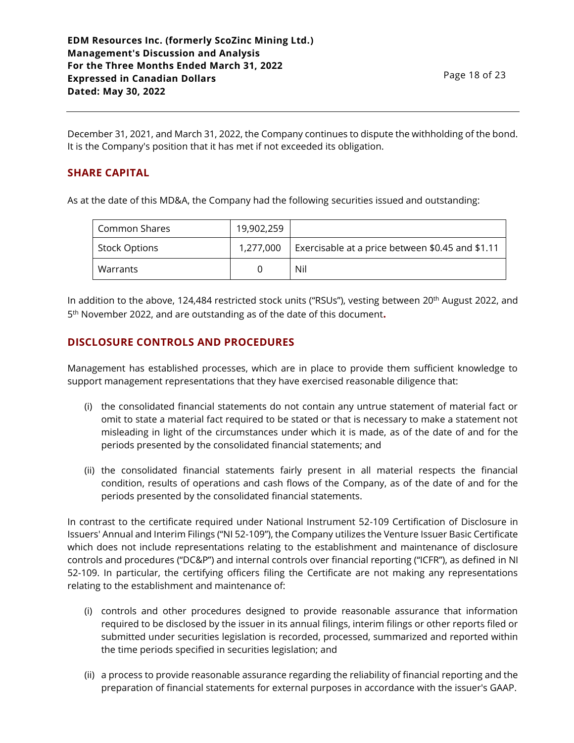December 31, 2021, and March 31, 2022, the Company continues to dispute the withholding of the bond. It is the Company's position that it has met if not exceeded its obligation.

## SHARE CAPITAL

As at the date of this MD&A, the Company had the following securities issued and outstanding:

| Common Shares | 19,902,259 | |
|---|---|---|
| Stock Options | 1,277,000 | Exercisable at a price between \$0.45 and \$1.11 |
| Warrants | 0 | Nil |

In addition to the above, 124,484 restricted stock units ("RSUs"), vesting between 20th August 2022, and 5th November 2022, and are outstanding as of the date of this document.

## DISCLOSURE CONTROLS AND PROCEDURES

Management has established processes, which are in place to provide them sufficient knowledge to support management representations that they have exercised reasonable diligence that:

(i) the consolidated financial statements do not contain any untrue statement of material fact or omit to state a material fact required to be stated or that is necessary to make a statement not misleading in light of the circumstances under which it is made, as of the date of and for the periods presented by the consolidated financial statements; and

(ii) the consolidated financial statements fairly present in all material respects the financial condition, results of operations and cash flows of the Company, as of the date of and for the periods presented by the consolidated financial statements.

In contrast to the certificate required under National Instrument 52-109 Certification of Disclosure in Issuers' Annual and Interim Filings ("NI 52-109"), the Company utilizes the Venture Issuer Basic Certificate which does not include representations relating to the establishment and maintenance of disclosure controls and procedures ("DC&P") and internal controls over financial reporting ("ICFR"), as defined in NI 52-109. In particular, the certifying officers filing the Certificate are not making any representations relating to the establishment and maintenance of:

(i) controls and other procedures designed to provide reasonable assurance that information required to be disclosed by the issuer in its annual filings, interim filings or other reports filed or submitted under securities legislation is recorded, processed, summarized and reported within the time periods specified in securities legislation; and

(ii) a process to provide reasonable assurance regarding the reliability of financial reporting and the preparation of financial statements for external purposes in accordance with the issuer's GAAP.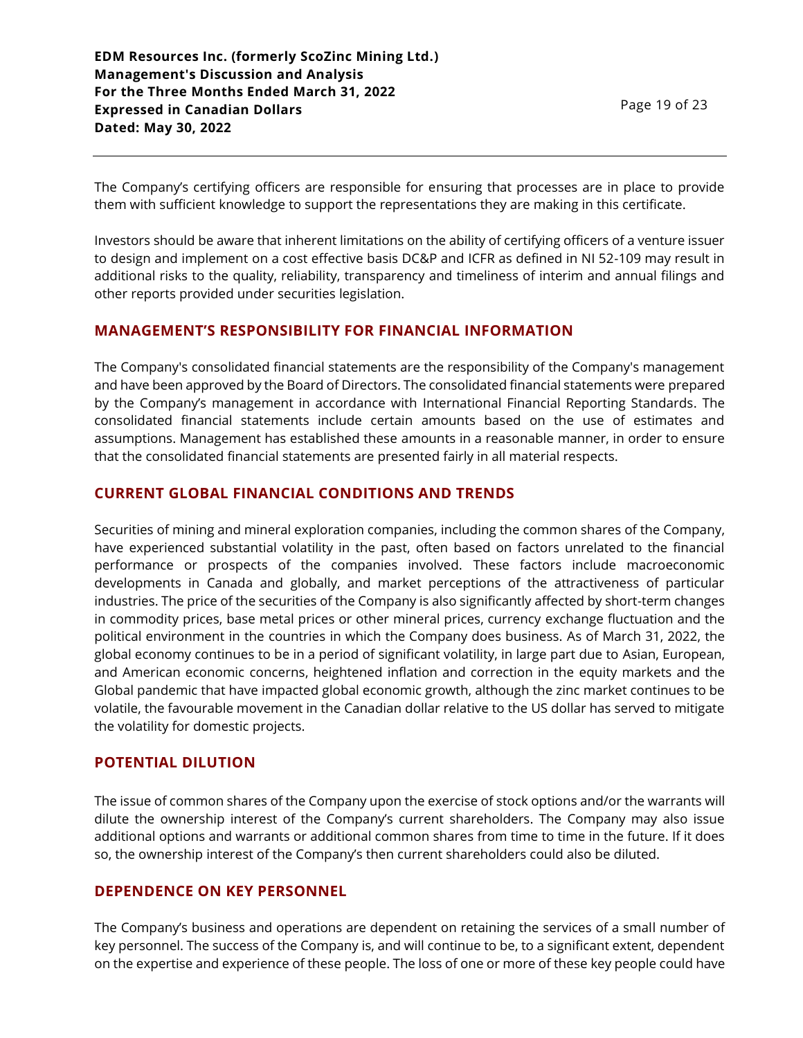The Company's certifying officers are responsible for ensuring that processes are in place to provide them with sufficient knowledge to support the representations they are making in this certificate.

Investors should be aware that inherent limitations on the ability of certifying officers of a venture issuer to design and implement on a cost effective basis DC&P and ICFR as defined in NI 52-109 may result in additional risks to the quality, reliability, transparency and timeliness of interim and annual filings and other reports provided under securities legislation.

## MANAGEMENT'S RESPONSIBILITY FOR FINANCIAL INFORMATION

The Company's consolidated financial statements are the responsibility of the Company's management and have been approved by the Board of Directors. The consolidated financial statements were prepared by the Company's management in accordance with International Financial Reporting Standards. The consolidated financial statements include certain amounts based on the use of estimates and assumptions. Management has established these amounts in a reasonable manner, in order to ensure that the consolidated financial statements are presented fairly in all material respects.

## CURRENT GLOBAL FINANCIAL CONDITIONS AND TRENDS

Securities of mining and mineral exploration companies, including the common shares of the Company, have experienced substantial volatility in the past, often based on factors unrelated to the financial performance or prospects of the companies involved. These factors include macroeconomic developments in Canada and globally, and market perceptions of the attractiveness of particular industries. The price of the securities of the Company is also significantly affected by short-term changes in commodity prices, base metal prices or other mineral prices, currency exchange fluctuation and the political environment in the countries in which the Company does business. As of March 31, 2022, the global economy continues to be in a period of significant volatility, in large part due to Asian, European, and American economic concerns, heightened inflation and correction in the equity markets and the Global pandemic that have impacted global economic growth, although the zinc market continues to be volatile, the favourable movement in the Canadian dollar relative to the US dollar has served to mitigate the volatility for domestic projects.

## POTENTIAL DILUTION

The issue of common shares of the Company upon the exercise of stock options and/or the warrants will dilute the ownership interest of the Company's current shareholders. The Company may also issue additional options and warrants or additional common shares from time to time in the future. If it does so, the ownership interest of the Company's then current shareholders could also be diluted.

## DEPENDENCE ON KEY PERSONNEL

The Company's business and operations are dependent on retaining the services of a small number of key personnel. The success of the Company is, and will continue to be, to a significant extent, dependent on the expertise and experience of these people. The loss of one or more of these key people could have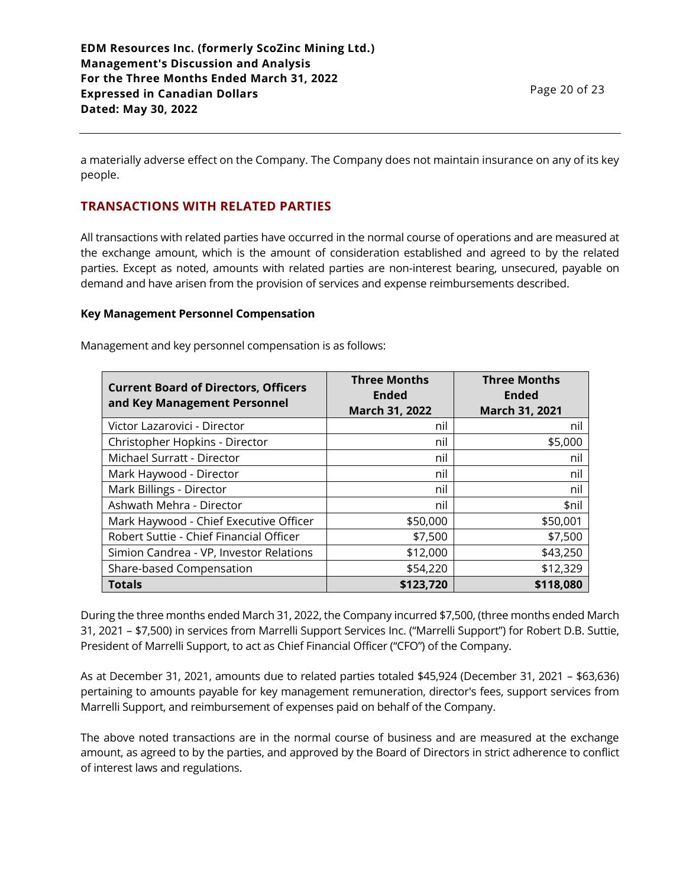a materially adverse effect on the Company. The Company does not maintain insurance on any of its key people.

## TRANSACTIONS WITH RELATED PARTIES

All transactions with related parties have occurred in the normal course of operations and are measured at the exchange amount, which is the amount of consideration established and agreed to by the related parties. Except as noted, amounts with related parties are non-interest bearing, unsecured, payable on demand and have arisen from the provision of services and expense reimbursements described.

**Key Management Personnel Compensation**

Management and key personnel compensation is as follows:

| Current Board of Directors, Officers and Key Management Personnel | Three Months Ended March 31, 2022 | Three Months Ended March 31, 2021 |
|---|---:|---:|
| Victor Lazarovici - Director | nil | nil |
| Christopher Hopkins - Director | nil | $5,000 |
| Michael Surratt - Director | nil | nil |
| Mark Haywood - Director | nil | nil |
| Mark Billings - Director | nil | nil |
| Ashwath Mehra - Director | nil | $nil |
| Mark Haywood - Chief Executive Officer | $50,000 | $50,001 |
| Robert Suttie - Chief Financial Officer | $7,500 | $7,500 |
| Simion Candrea - VP, Investor Relations | $12,000 | $43,250 |
| Share-based Compensation | $54,220 | $12,329 |
| **Totals** | **$123,720** | **$118,080** |

During the three months ended March 31, 2022, the Company incurred $7,500, (three months ended March 31, 2021 – $7,500) in services from Marrelli Support Services Inc. ("Marrelli Support") for Robert D.B. Suttie, President of Marrelli Support, to act as Chief Financial Officer ("CFO") of the Company.

As at December 31, 2021, amounts due to related parties totaled $45,924 (December 31, 2021 – $63,636) pertaining to amounts payable for key management remuneration, director's fees, support services from Marrelli Support, and reimbursement of expenses paid on behalf of the Company.

The above noted transactions are in the normal course of business and are measured at the exchange amount, as agreed to by the parties, and approved by the Board of Directors in strict adherence to conflict of interest laws and regulations.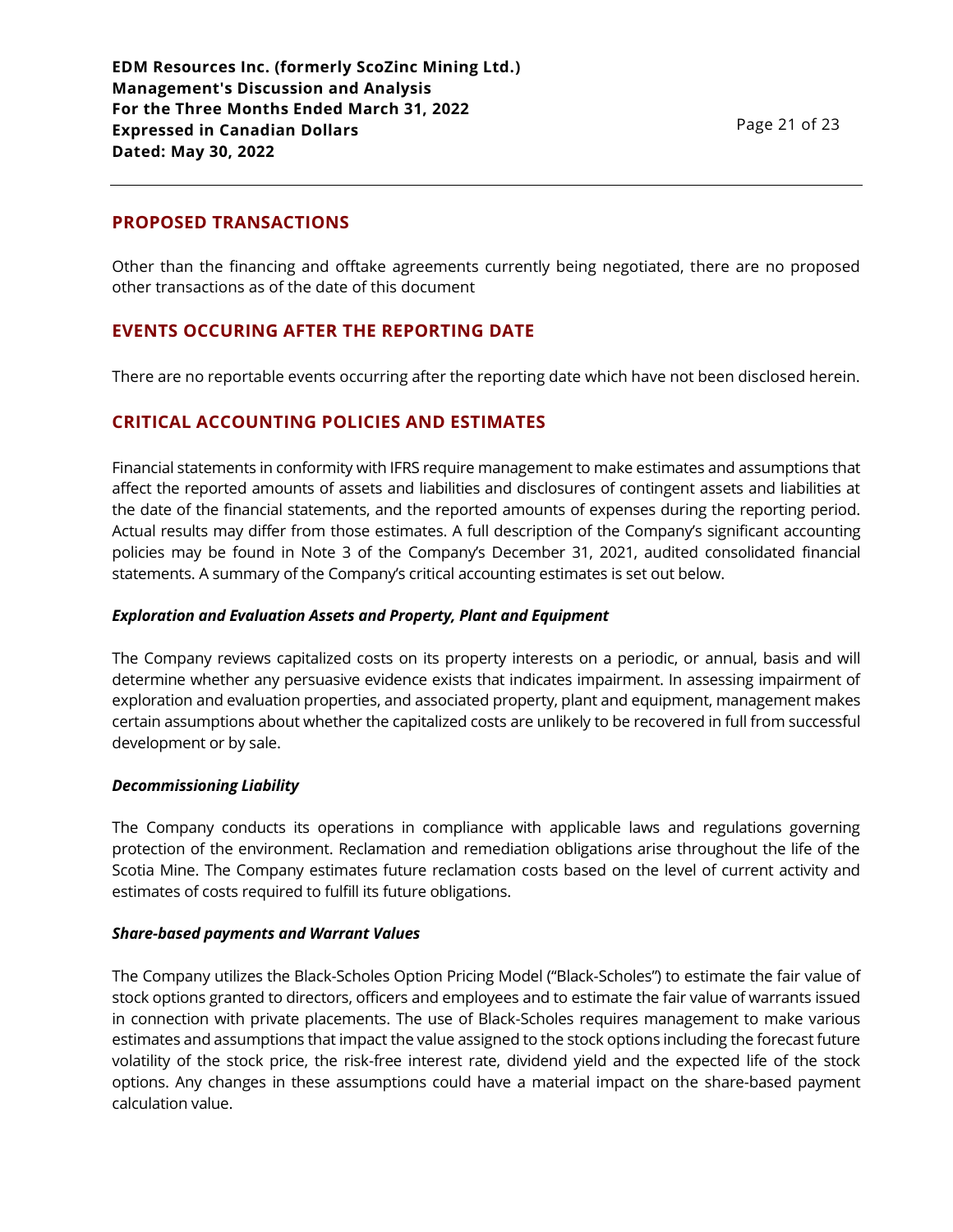## PROPOSED TRANSACTIONS

Other than the financing and offtake agreements currently being negotiated, there are no proposed other transactions as of the date of this document

## EVENTS OCCURING AFTER THE REPORTING DATE

There are no reportable events occurring after the reporting date which have not been disclosed herein.

## CRITICAL ACCOUNTING POLICIES AND ESTIMATES

Financial statements in conformity with IFRS require management to make estimates and assumptions that affect the reported amounts of assets and liabilities and disclosures of contingent assets and liabilities at the date of the financial statements, and the reported amounts of expenses during the reporting period. Actual results may differ from those estimates. A full description of the Company's significant accounting policies may be found in Note 3 of the Company's December 31, 2021, audited consolidated financial statements. A summary of the Company's critical accounting estimates is set out below.

### *Exploration and Evaluation Assets and Property, Plant and Equipment*

The Company reviews capitalized costs on its property interests on a periodic, or annual, basis and will determine whether any persuasive evidence exists that indicates impairment. In assessing impairment of exploration and evaluation properties, and associated property, plant and equipment, management makes certain assumptions about whether the capitalized costs are unlikely to be recovered in full from successful development or by sale.

### *Decommissioning Liability*

The Company conducts its operations in compliance with applicable laws and regulations governing protection of the environment. Reclamation and remediation obligations arise throughout the life of the Scotia Mine. The Company estimates future reclamation costs based on the level of current activity and estimates of costs required to fulfill its future obligations.

### *Share-based payments and Warrant Values*

The Company utilizes the Black-Scholes Option Pricing Model ("Black-Scholes") to estimate the fair value of stock options granted to directors, officers and employees and to estimate the fair value of warrants issued in connection with private placements. The use of Black-Scholes requires management to make various estimates and assumptions that impact the value assigned to the stock options including the forecast future volatility of the stock price, the risk-free interest rate, dividend yield and the expected life of the stock options. Any changes in these assumptions could have a material impact on the share-based payment calculation value.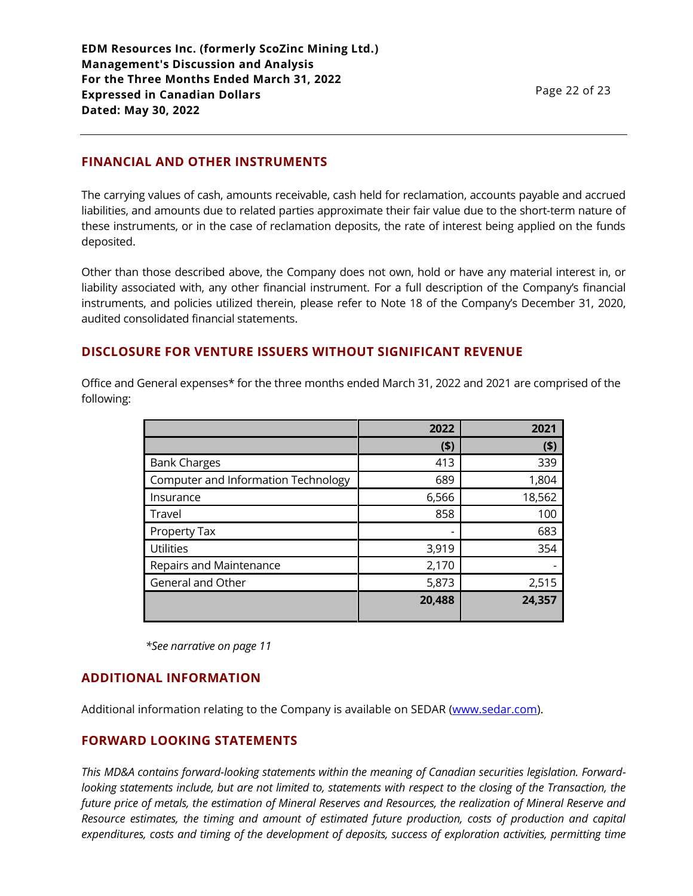## FINANCIAL AND OTHER INSTRUMENTS

The carrying values of cash, amounts receivable, cash held for reclamation, accounts payable and accrued liabilities, and amounts due to related parties approximate their fair value due to the short-term nature of these instruments, or in the case of reclamation deposits, the rate of interest being applied on the funds deposited.

Other than those described above, the Company does not own, hold or have any material interest in, or liability associated with, any other financial instrument. For a full description of the Company's financial instruments, and policies utilized therein, please refer to Note 18 of the Company's December 31, 2020, audited consolidated financial statements.

## DISCLOSURE FOR VENTURE ISSUERS WITHOUT SIGNIFICANT REVENUE

Office and General expenses* for the three months ended March 31, 2022 and 2021 are comprised of the following:

| | 2022 | 2021 |
|---|---|---|
| | ($) | ($) |
| Bank Charges | 413 | 339 |
| Computer and Information Technology | 689 | 1,804 |
| Insurance | 6,566 | 18,562 |
| Travel | 858 | 100 |
| Property Tax | - | 683 |
| Utilities | 3,919 | 354 |
| Repairs and Maintenance | 2,170 | - |
| General and Other | 5,873 | 2,515 |
| | **20,488** | **24,357** |

*\*See narrative on page 11*

## ADDITIONAL INFORMATION

Additional information relating to the Company is available on SEDAR (www.sedar.com).

## FORWARD LOOKING STATEMENTS

*This MD&A contains forward-looking statements within the meaning of Canadian securities legislation. Forward-looking statements include, but are not limited to, statements with respect to the closing of the Transaction, the future price of metals, the estimation of Mineral Reserves and Resources, the realization of Mineral Reserve and Resource estimates, the timing and amount of estimated future production, costs of production and capital expenditures, costs and timing of the development of deposits, success of exploration activities, permitting time*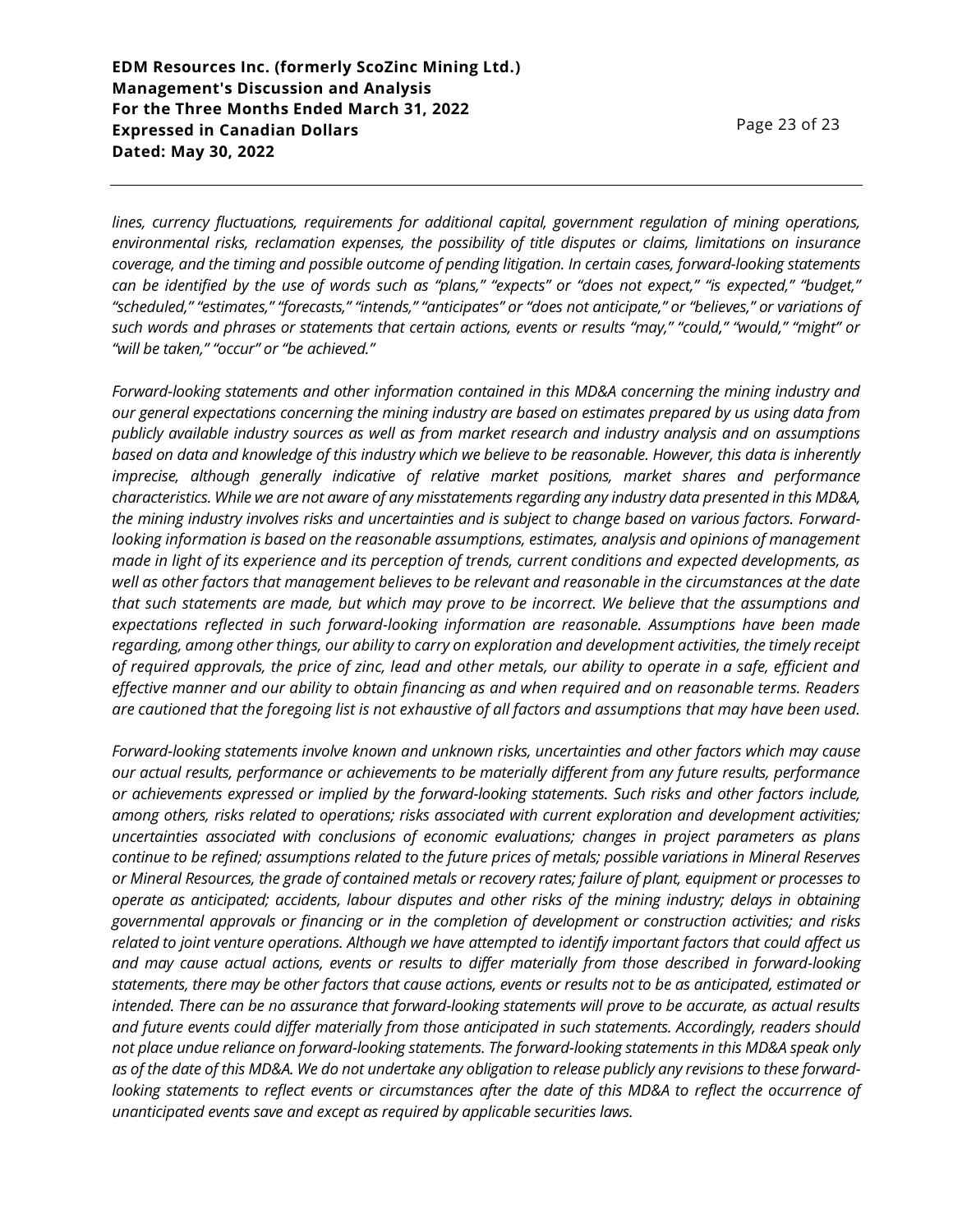*lines, currency fluctuations, requirements for additional capital, government regulation of mining operations, environmental risks, reclamation expenses, the possibility of title disputes or claims, limitations on insurance coverage, and the timing and possible outcome of pending litigation. In certain cases, forward-looking statements can be identified by the use of words such as "plans," "expects" or "does not expect," "is expected," "budget," "scheduled," "estimates," "forecasts," "intends," "anticipates" or "does not anticipate," or "believes," or variations of such words and phrases or statements that certain actions, events or results "may," "could," "would," "might" or "will be taken," "occur" or "be achieved."*

*Forward-looking statements and other information contained in this MD&A concerning the mining industry and our general expectations concerning the mining industry are based on estimates prepared by us using data from publicly available industry sources as well as from market research and industry analysis and on assumptions based on data and knowledge of this industry which we believe to be reasonable. However, this data is inherently imprecise, although generally indicative of relative market positions, market shares and performance characteristics. While we are not aware of any misstatements regarding any industry data presented in this MD&A, the mining industry involves risks and uncertainties and is subject to change based on various factors. Forward-looking information is based on the reasonable assumptions, estimates, analysis and opinions of management made in light of its experience and its perception of trends, current conditions and expected developments, as well as other factors that management believes to be relevant and reasonable in the circumstances at the date that such statements are made, but which may prove to be incorrect. We believe that the assumptions and expectations reflected in such forward-looking information are reasonable. Assumptions have been made regarding, among other things, our ability to carry on exploration and development activities, the timely receipt of required approvals, the price of zinc, lead and other metals, our ability to operate in a safe, efficient and effective manner and our ability to obtain financing as and when required and on reasonable terms. Readers are cautioned that the foregoing list is not exhaustive of all factors and assumptions that may have been used.*

*Forward-looking statements involve known and unknown risks, uncertainties and other factors which may cause our actual results, performance or achievements to be materially different from any future results, performance or achievements expressed or implied by the forward-looking statements. Such risks and other factors include, among others, risks related to operations; risks associated with current exploration and development activities; uncertainties associated with conclusions of economic evaluations; changes in project parameters as plans continue to be refined; assumptions related to the future prices of metals; possible variations in Mineral Reserves or Mineral Resources, the grade of contained metals or recovery rates; failure of plant, equipment or processes to operate as anticipated; accidents, labour disputes and other risks of the mining industry; delays in obtaining governmental approvals or financing or in the completion of development or construction activities; and risks related to joint venture operations. Although we have attempted to identify important factors that could affect us and may cause actual actions, events or results to differ materially from those described in forward-looking statements, there may be other factors that cause actions, events or results not to be as anticipated, estimated or intended. There can be no assurance that forward-looking statements will prove to be accurate, as actual results and future events could differ materially from those anticipated in such statements. Accordingly, readers should not place undue reliance on forward-looking statements. The forward-looking statements in this MD&A speak only as of the date of this MD&A. We do not undertake any obligation to release publicly any revisions to these forward-looking statements to reflect events or circumstances after the date of this MD&A to reflect the occurrence of unanticipated events save and except as required by applicable securities laws.*